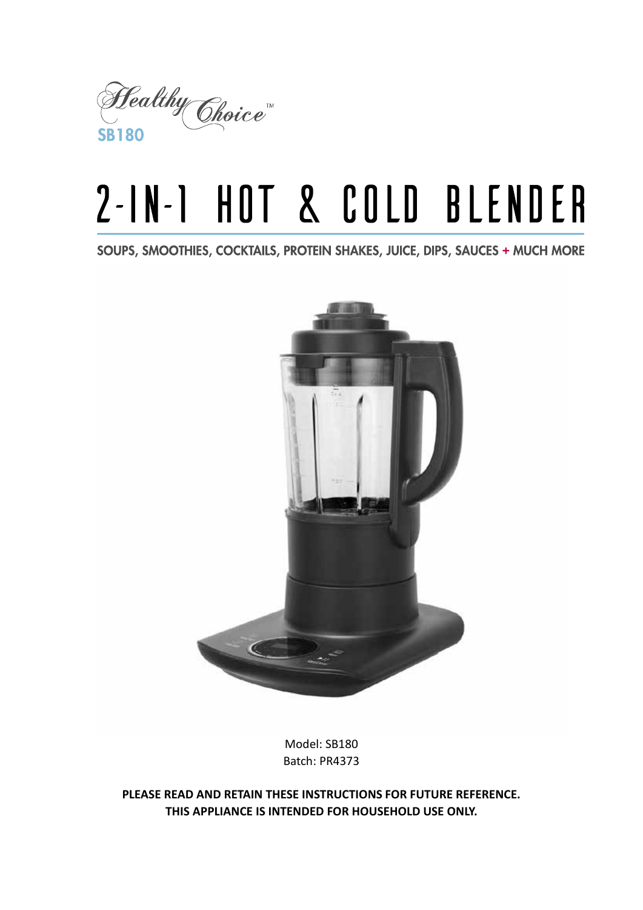Healthy Choice™

**SB180**

# 2-IN-1 HOT & COLD BLENDER

**SOUPS, SMOOTHIES, COCKTAILS, PROTEIN SHAKES, JUICE, DIPS, SAUCES + MUCH MORE**

Model: SB180
Batch: PR4373

**PLEASE READ AND RETAIN THESE INSTRUCTIONS FOR FUTURE REFERENCE.**
**THIS APPLIANCE IS INTENDED FOR HOUSEHOLD USE ONLY.**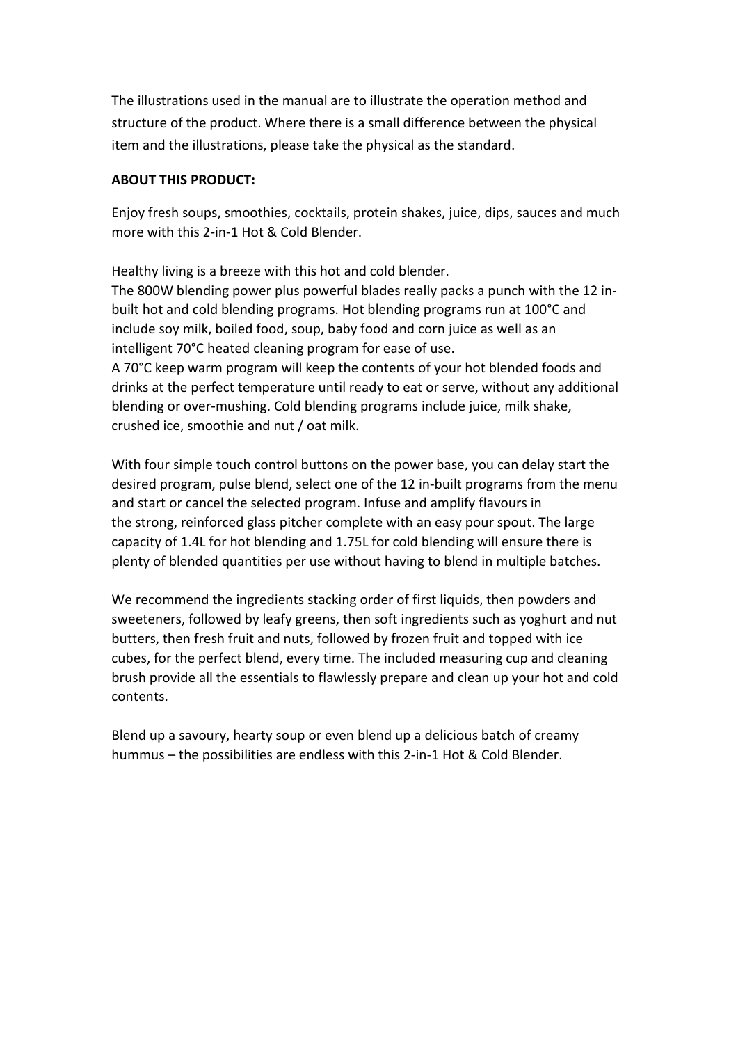The illustrations used in the manual are to illustrate the operation method and structure of the product. Where there is a small difference between the physical item and the illustrations, please take the physical as the standard.

**ABOUT THIS PRODUCT:**

Enjoy fresh soups, smoothies, cocktails, protein shakes, juice, dips, sauces and much more with this 2-in-1 Hot & Cold Blender.

Healthy living is a breeze with this hot and cold blender.
The 800W blending power plus powerful blades really packs a punch with the 12 in-built hot and cold blending programs. Hot blending programs run at 100°C and include soy milk, boiled food, soup, baby food and corn juice as well as an intelligent 70°C heated cleaning program for ease of use.
A 70°C keep warm program will keep the contents of your hot blended foods and drinks at the perfect temperature until ready to eat or serve, without any additional blending or over-mushing. Cold blending programs include juice, milk shake, crushed ice, smoothie and nut / oat milk.

With four simple touch control buttons on the power base, you can delay start the desired program, pulse blend, select one of the 12 in-built programs from the menu and start or cancel the selected program. Infuse and amplify flavours in the strong, reinforced glass pitcher complete with an easy pour spout. The large capacity of 1.4L for hot blending and 1.75L for cold blending will ensure there is plenty of blended quantities per use without having to blend in multiple batches.

We recommend the ingredients stacking order of first liquids, then powders and sweeteners, followed by leafy greens, then soft ingredients such as yoghurt and nut butters, then fresh fruit and nuts, followed by frozen fruit and topped with ice cubes, for the perfect blend, every time. The included measuring cup and cleaning brush provide all the essentials to flawlessly prepare and clean up your hot and cold contents.

Blend up a savoury, hearty soup or even blend up a delicious batch of creamy hummus – the possibilities are endless with this 2-in-1 Hot & Cold Blender.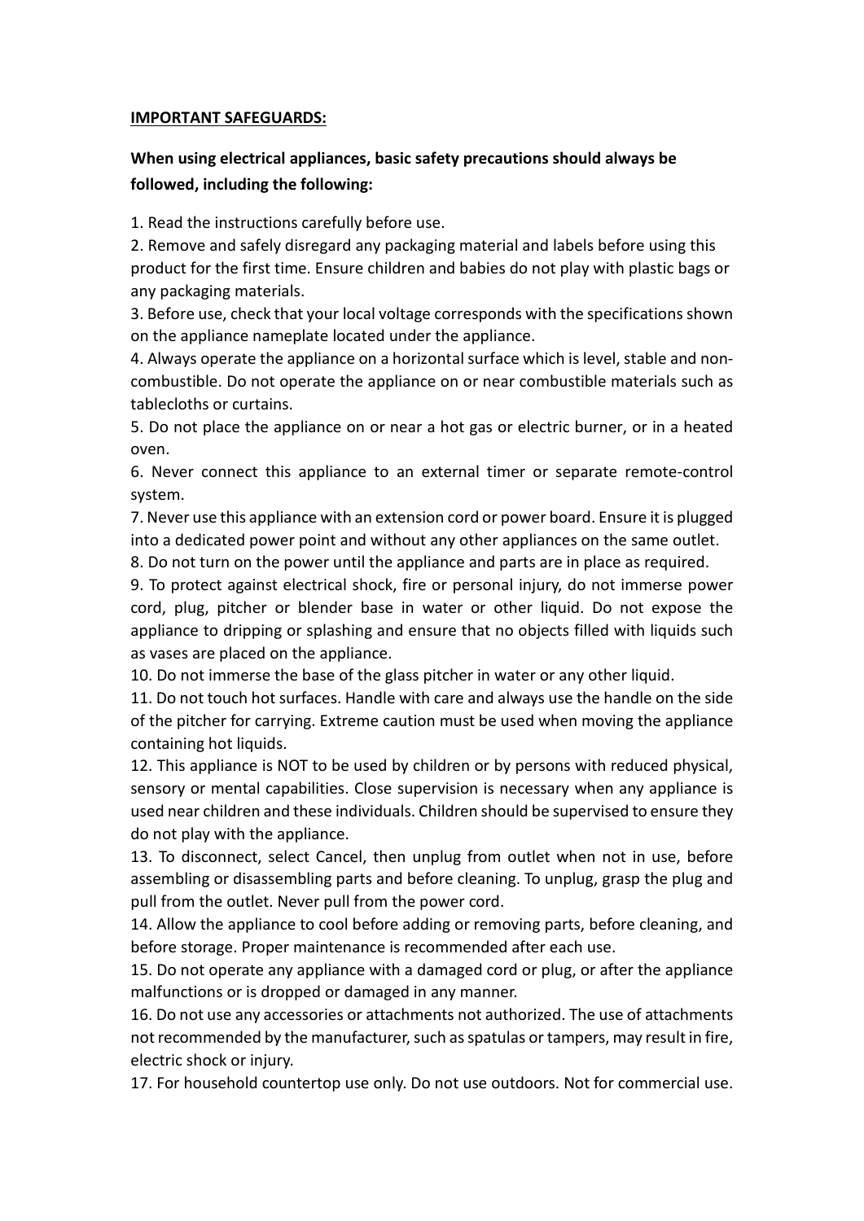**IMPORTANT SAFEGUARDS:**

**When using electrical appliances, basic safety precautions should always be followed, including the following:**

1. Read the instructions carefully before use.
2. Remove and safely disregard any packaging material and labels before using this product for the first time. Ensure children and babies do not play with plastic bags or any packaging materials.
3. Before use, check that your local voltage corresponds with the specifications shown on the appliance nameplate located under the appliance.
4. Always operate the appliance on a horizontal surface which is level, stable and non-combustible. Do not operate the appliance on or near combustible materials such as tablecloths or curtains.
5. Do not place the appliance on or near a hot gas or electric burner, or in a heated oven.
6. Never connect this appliance to an external timer or separate remote-control system.
7. Never use this appliance with an extension cord or power board. Ensure it is plugged into a dedicated power point and without any other appliances on the same outlet.
8. Do not turn on the power until the appliance and parts are in place as required.
9. To protect against electrical shock, fire or personal injury, do not immerse power cord, plug, pitcher or blender base in water or other liquid. Do not expose the appliance to dripping or splashing and ensure that no objects filled with liquids such as vases are placed on the appliance.
10. Do not immerse the base of the glass pitcher in water or any other liquid.
11. Do not touch hot surfaces. Handle with care and always use the handle on the side of the pitcher for carrying. Extreme caution must be used when moving the appliance containing hot liquids.
12. This appliance is NOT to be used by children or by persons with reduced physical, sensory or mental capabilities. Close supervision is necessary when any appliance is used near children and these individuals. Children should be supervised to ensure they do not play with the appliance.
13. To disconnect, select Cancel, then unplug from outlet when not in use, before assembling or disassembling parts and before cleaning. To unplug, grasp the plug and pull from the outlet. Never pull from the power cord.
14. Allow the appliance to cool before adding or removing parts, before cleaning, and before storage. Proper maintenance is recommended after each use.
15. Do not operate any appliance with a damaged cord or plug, or after the appliance malfunctions or is dropped or damaged in any manner.
16. Do not use any accessories or attachments not authorized. The use of attachments not recommended by the manufacturer, such as spatulas or tampers, may result in fire, electric shock or injury.
17. For household countertop use only. Do not use outdoors. Not for commercial use.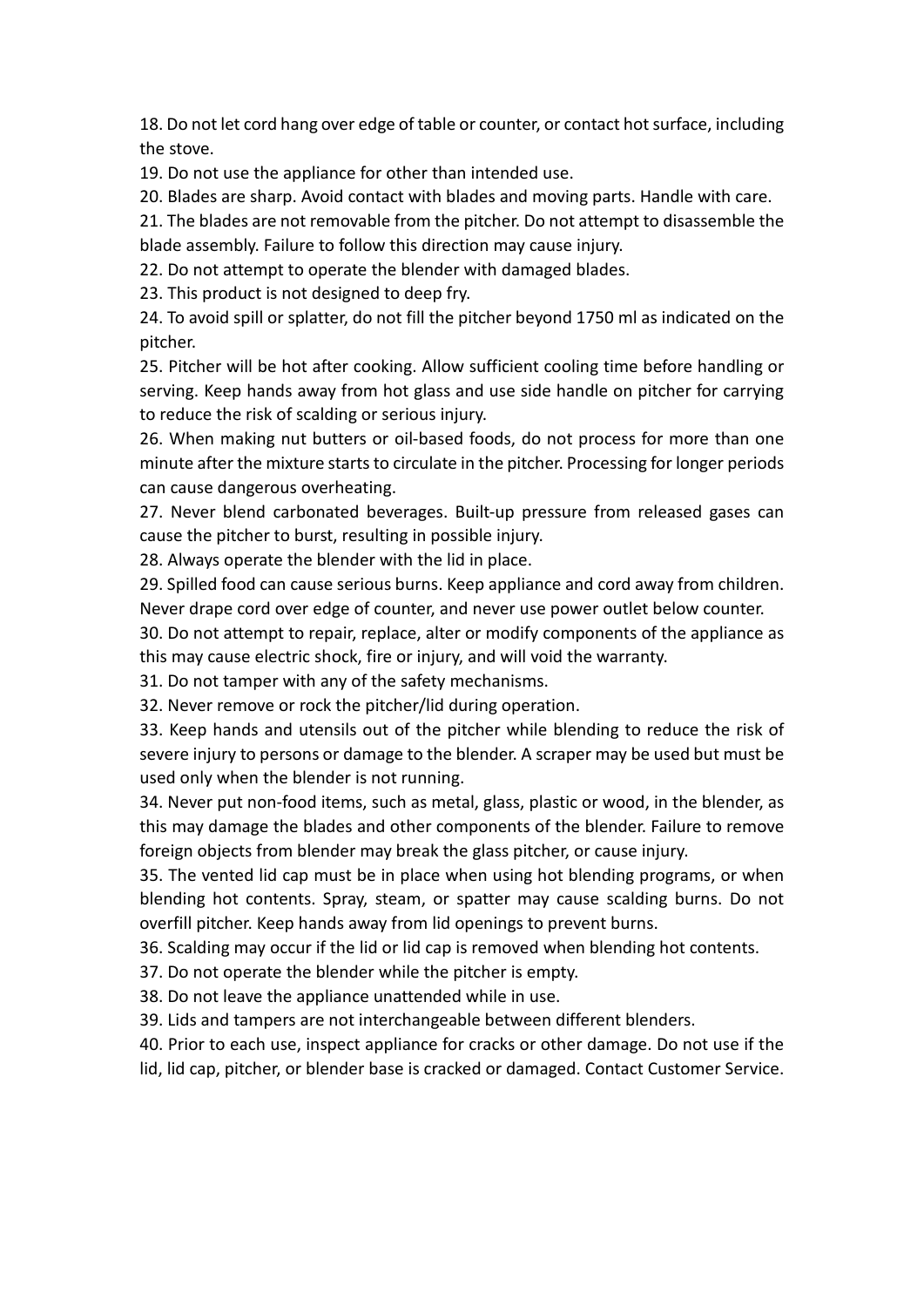18. Do not let cord hang over edge of table or counter, or contact hot surface, including the stove.
19. Do not use the appliance for other than intended use.
20. Blades are sharp. Avoid contact with blades and moving parts. Handle with care.
21. The blades are not removable from the pitcher. Do not attempt to disassemble the blade assembly. Failure to follow this direction may cause injury.
22. Do not attempt to operate the blender with damaged blades.
23. This product is not designed to deep fry.
24. To avoid spill or splatter, do not fill the pitcher beyond 1750 ml as indicated on the pitcher.
25. Pitcher will be hot after cooking. Allow sufficient cooling time before handling or serving. Keep hands away from hot glass and use side handle on pitcher for carrying to reduce the risk of scalding or serious injury.
26. When making nut butters or oil-based foods, do not process for more than one minute after the mixture starts to circulate in the pitcher. Processing for longer periods can cause dangerous overheating.
27. Never blend carbonated beverages. Built-up pressure from released gases can cause the pitcher to burst, resulting in possible injury.
28. Always operate the blender with the lid in place.
29. Spilled food can cause serious burns. Keep appliance and cord away from children. Never drape cord over edge of counter, and never use power outlet below counter.
30. Do not attempt to repair, replace, alter or modify components of the appliance as this may cause electric shock, fire or injury, and will void the warranty.
31. Do not tamper with any of the safety mechanisms.
32. Never remove or rock the pitcher/lid during operation.
33. Keep hands and utensils out of the pitcher while blending to reduce the risk of severe injury to persons or damage to the blender. A scraper may be used but must be used only when the blender is not running.
34. Never put non-food items, such as metal, glass, plastic or wood, in the blender, as this may damage the blades and other components of the blender. Failure to remove foreign objects from blender may break the glass pitcher, or cause injury.
35. The vented lid cap must be in place when using hot blending programs, or when blending hot contents. Spray, steam, or spatter may cause scalding burns. Do not overfill pitcher. Keep hands away from lid openings to prevent burns.
36. Scalding may occur if the lid or lid cap is removed when blending hot contents.
37. Do not operate the blender while the pitcher is empty.
38. Do not leave the appliance unattended while in use.
39. Lids and tampers are not interchangeable between different blenders.
40. Prior to each use, inspect appliance for cracks or other damage. Do not use if the lid, lid cap, pitcher, or blender base is cracked or damaged. Contact Customer Service.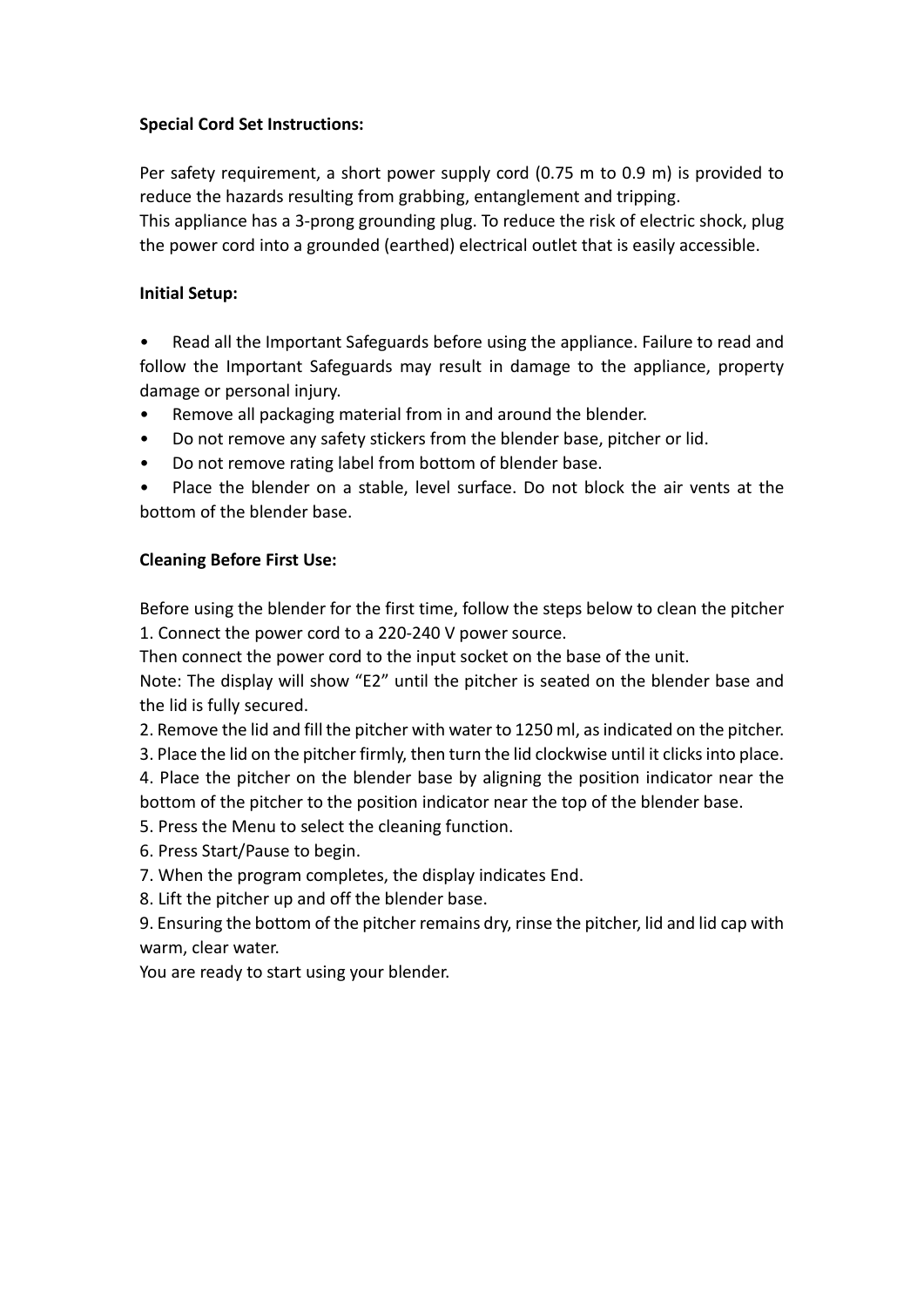**Special Cord Set Instructions:**

Per safety requirement, a short power supply cord (0.75 m to 0.9 m) is provided to reduce the hazards resulting from grabbing, entanglement and tripping.
This appliance has a 3-prong grounding plug. To reduce the risk of electric shock, plug the power cord into a grounded (earthed) electrical outlet that is easily accessible.

**Initial Setup:**

- Read all the Important Safeguards before using the appliance. Failure to read and follow the Important Safeguards may result in damage to the appliance, property damage or personal injury.
- Remove all packaging material from in and around the blender.
- Do not remove any safety stickers from the blender base, pitcher or lid.
- Do not remove rating label from bottom of blender base.
- Place the blender on a stable, level surface. Do not block the air vents at the bottom of the blender base.

**Cleaning Before First Use:**

Before using the blender for the first time, follow the steps below to clean the pitcher
1. Connect the power cord to a 220-240 V power source.

Then connect the power cord to the input socket on the base of the unit.
Note: The display will show "E2" until the pitcher is seated on the blender base and the lid is fully secured.

2. Remove the lid and fill the pitcher with water to 1250 ml, as indicated on the pitcher.
3. Place the lid on the pitcher firmly, then turn the lid clockwise until it clicks into place.
4. Place the pitcher on the blender base by aligning the position indicator near the bottom of the pitcher to the position indicator near the top of the blender base.
5. Press the Menu to select the cleaning function.
6. Press Start/Pause to begin.
7. When the program completes, the display indicates End.
8. Lift the pitcher up and off the blender base.
9. Ensuring the bottom of the pitcher remains dry, rinse the pitcher, lid and lid cap with warm, clear water.

You are ready to start using your blender.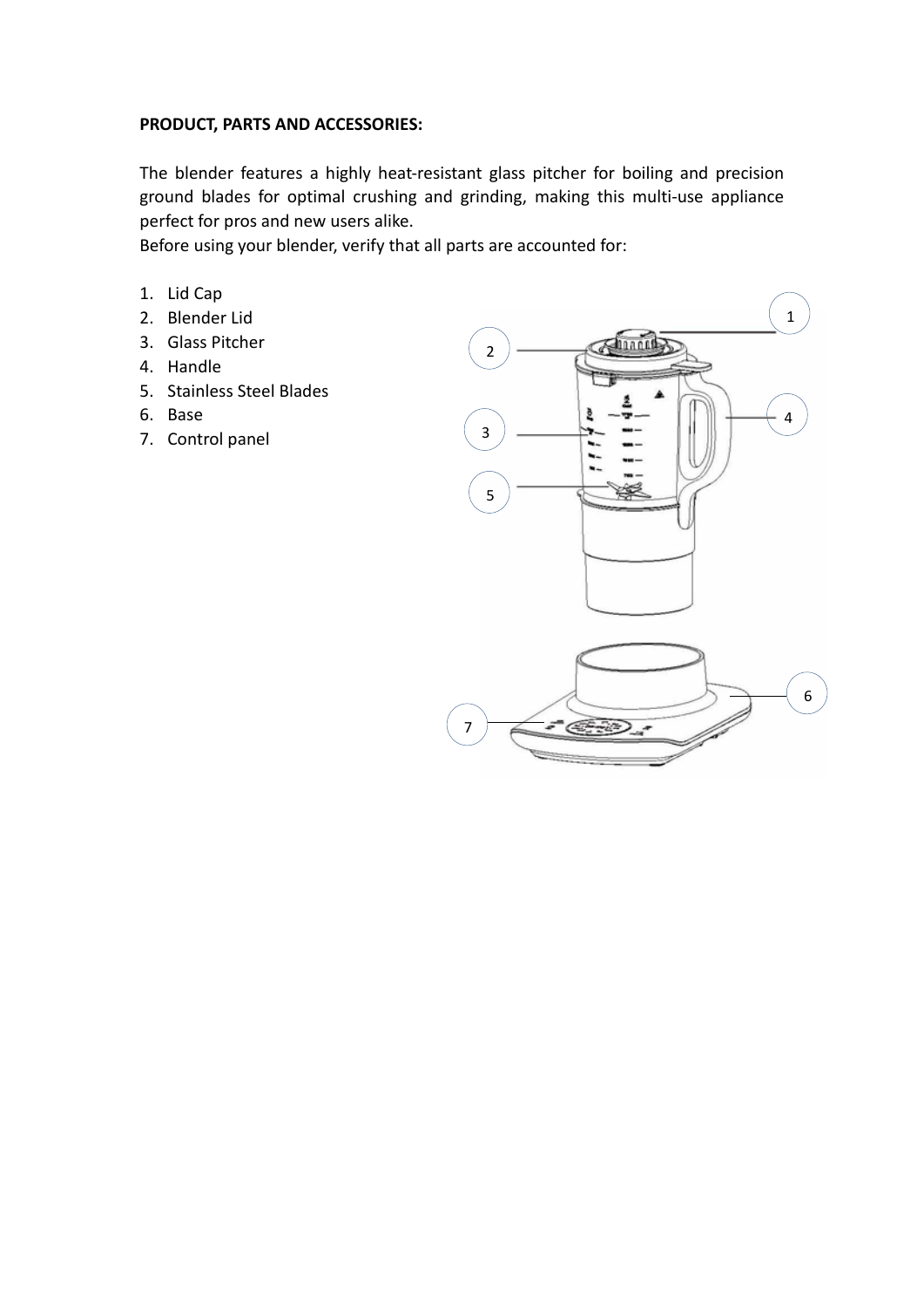**PRODUCT, PARTS AND ACCESSORIES:**

The blender features a highly heat-resistant glass pitcher for boiling and precision ground blades for optimal crushing and grinding, making this multi-use appliance perfect for pros and new users alike.

Before using your blender, verify that all parts are accounted for:

1. Lid Cap
2. Blender Lid
3. Glass Pitcher
4. Handle
5. Stainless Steel Blades
6. Base
7. Control panel

1

2

3

4

5

6

7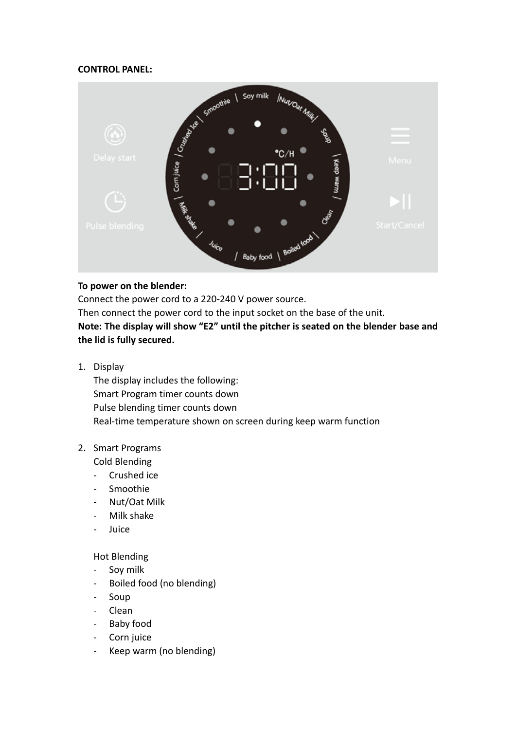**CONTROL PANEL:**

**To power on the blender:**
Connect the power cord to a 220-240 V power source.
Then connect the power cord to the input socket on the base of the unit.
**Note: The display will show "E2" until the pitcher is seated on the blender base and the lid is fully secured.**

1. Display
   The display includes the following:
   Smart Program timer counts down
   Pulse blending timer counts down
   Real-time temperature shown on screen during keep warm function

2. Smart Programs
   Cold Blending
   - Crushed ice
   - Smoothie
   - Nut/Oat Milk
   - Milk shake
   - Juice

   Hot Blending
   - Soy milk
   - Boiled food (no blending)
   - Soup
   - Clean
   - Baby food
   - Corn juice
   - Keep warm (no blending)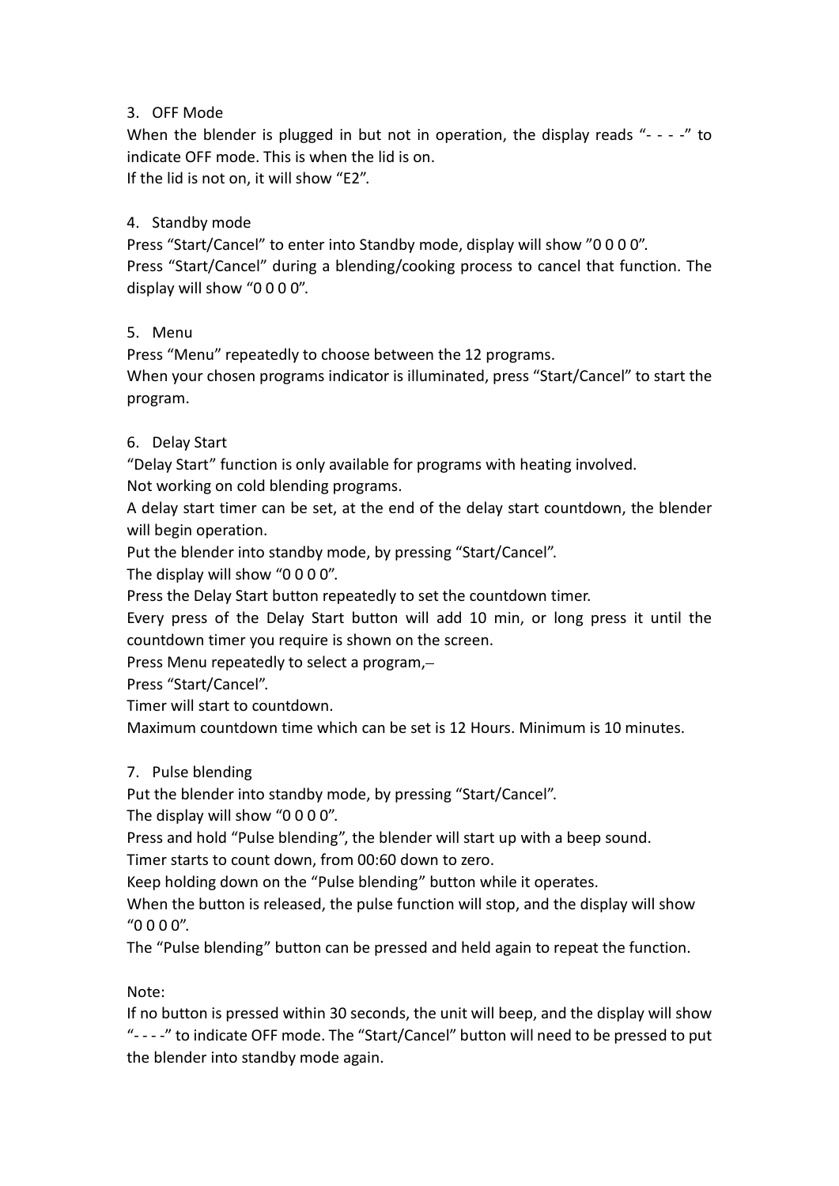3. OFF Mode

When the blender is plugged in but not in operation, the display reads "- - - -" to indicate OFF mode. This is when the lid is on.
If the lid is not on, it will show "E2".

4. Standby mode

Press "Start/Cancel" to enter into Standby mode, display will show "0 0 0 0".
Press "Start/Cancel" during a blending/cooking process to cancel that function. The display will show "0 0 0 0".

5. Menu

Press "Menu" repeatedly to choose between the 12 programs.
When your chosen programs indicator is illuminated, press "Start/Cancel" to start the program.

6. Delay Start

"Delay Start" function is only available for programs with heating involved.
Not working on cold blending programs.
A delay start timer can be set, at the end of the delay start countdown, the blender will begin operation.
Put the blender into standby mode, by pressing "Start/Cancel".
The display will show "0 0 0 0".
Press the Delay Start button repeatedly to set the countdown timer.
Every press of the Delay Start button will add 10 min, or long press it until the countdown timer you require is shown on the screen.
Press Menu repeatedly to select a program,–
Press "Start/Cancel".
Timer will start to countdown.
Maximum countdown time which can be set is 12 Hours. Minimum is 10 minutes.

7. Pulse blending

Put the blender into standby mode, by pressing "Start/Cancel".
The display will show "0 0 0 0".
Press and hold "Pulse blending", the blender will start up with a beep sound.
Timer starts to count down, from 00:60 down to zero.
Keep holding down on the "Pulse blending" button while it operates.
When the button is released, the pulse function will stop, and the display will show "0 0 0 0".
The "Pulse blending" button can be pressed and held again to repeat the function.

Note:
If no button is pressed within 30 seconds, the unit will beep, and the display will show "- - - -" to indicate OFF mode. The "Start/Cancel" button will need to be pressed to put the blender into standby mode again.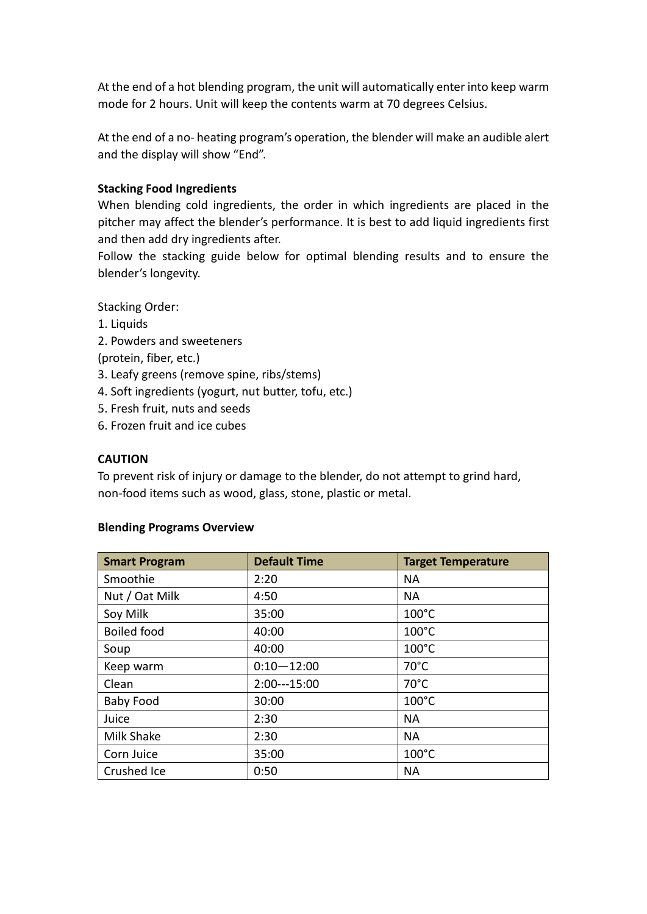At the end of a hot blending program, the unit will automatically enter into keep warm mode for 2 hours. Unit will keep the contents warm at 70 degrees Celsius.

At the end of a no- heating program's operation, the blender will make an audible alert and the display will show "End".

**Stacking Food Ingredients**

When blending cold ingredients, the order in which ingredients are placed in the pitcher may affect the blender's performance. It is best to add liquid ingredients first and then add dry ingredients after.

Follow the stacking guide below for optimal blending results and to ensure the blender's longevity.

Stacking Order:

1. Liquids
2. Powders and sweeteners
(protein, fiber, etc.)
3. Leafy greens (remove spine, ribs/stems)
4. Soft ingredients (yogurt, nut butter, tofu, etc.)
5. Fresh fruit, nuts and seeds
6. Frozen fruit and ice cubes

**CAUTION**

To prevent risk of injury or damage to the blender, do not attempt to grind hard, non-food items such as wood, glass, stone, plastic or metal.

**Blending Programs Overview**

| Smart Program | Default Time | Target Temperature |
|---|---|---|
| Smoothie | 2:20 | NA |
| Nut / Oat Milk | 4:50 | NA |
| Soy Milk | 35:00 | 100°C |
| Boiled food | 40:00 | 100°C |
| Soup | 40:00 | 100°C |
| Keep warm | 0:10—12:00 | 70°C |
| Clean | 2:00---15:00 | 70°C |
| Baby Food | 30:00 | 100°C |
| Juice | 2:30 | NA |
| Milk Shake | 2:30 | NA |
| Corn Juice | 35:00 | 100°C |
| Crushed Ice | 0:50 | NA |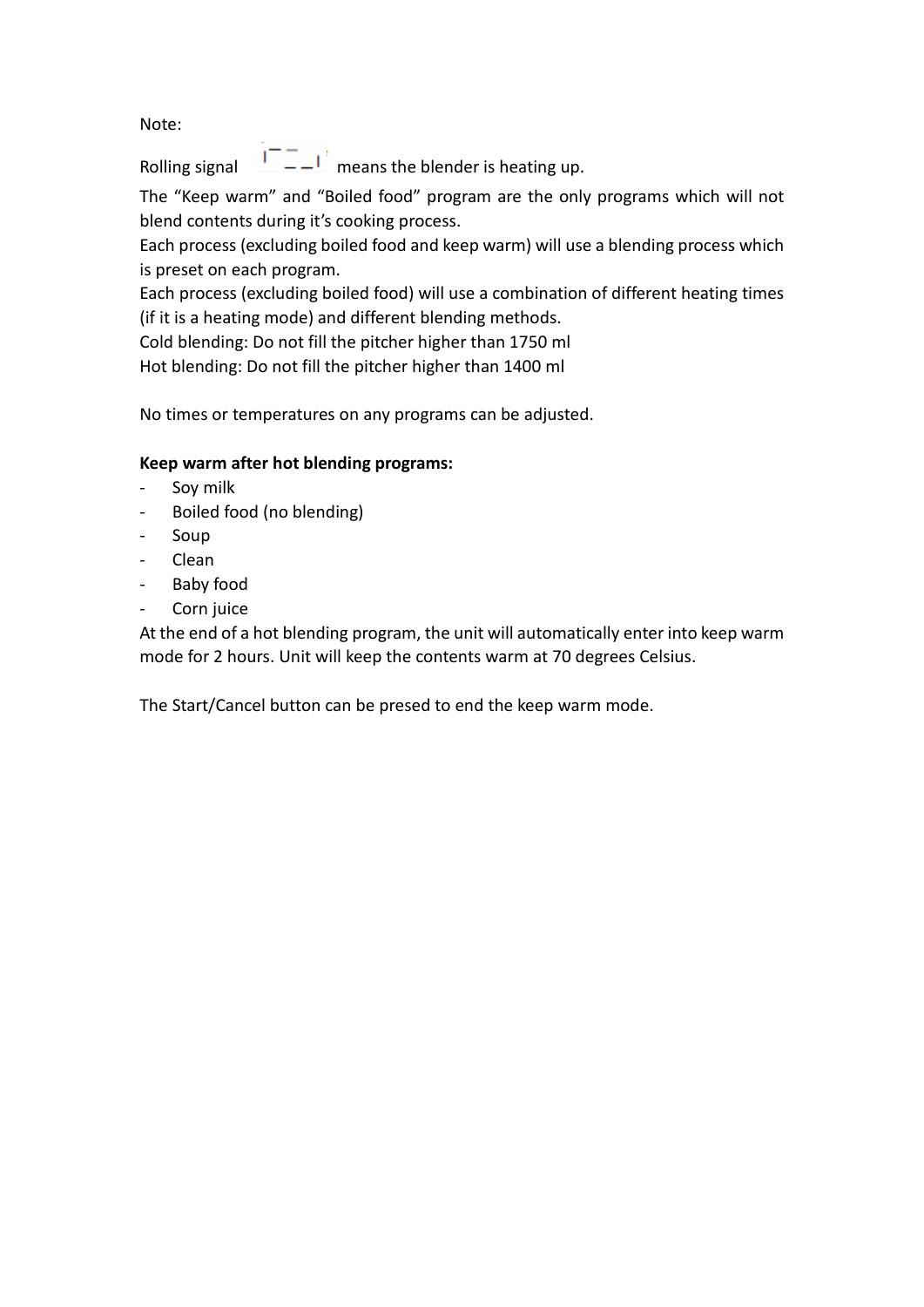Note:

Rolling signal means the blender is heating up.

The “Keep warm” and “Boiled food” program are the only programs which will not blend contents during it’s cooking process.

Each process (excluding boiled food and keep warm) will use a blending process which is preset on each program.

Each process (excluding boiled food) will use a combination of different heating times (if it is a heating mode) and different blending methods.

Cold blending: Do not fill the pitcher higher than 1750 ml

Hot blending: Do not fill the pitcher higher than 1400 ml

No times or temperatures on any programs can be adjusted.

**Keep warm after hot blending programs:**

- Soy milk
- Boiled food (no blending)
- Soup
- Clean
- Baby food
- Corn juice

At the end of a hot blending program, the unit will automatically enter into keep warm mode for 2 hours. Unit will keep the contents warm at 70 degrees Celsius.

The Start/Cancel button can be presed to end the keep warm mode.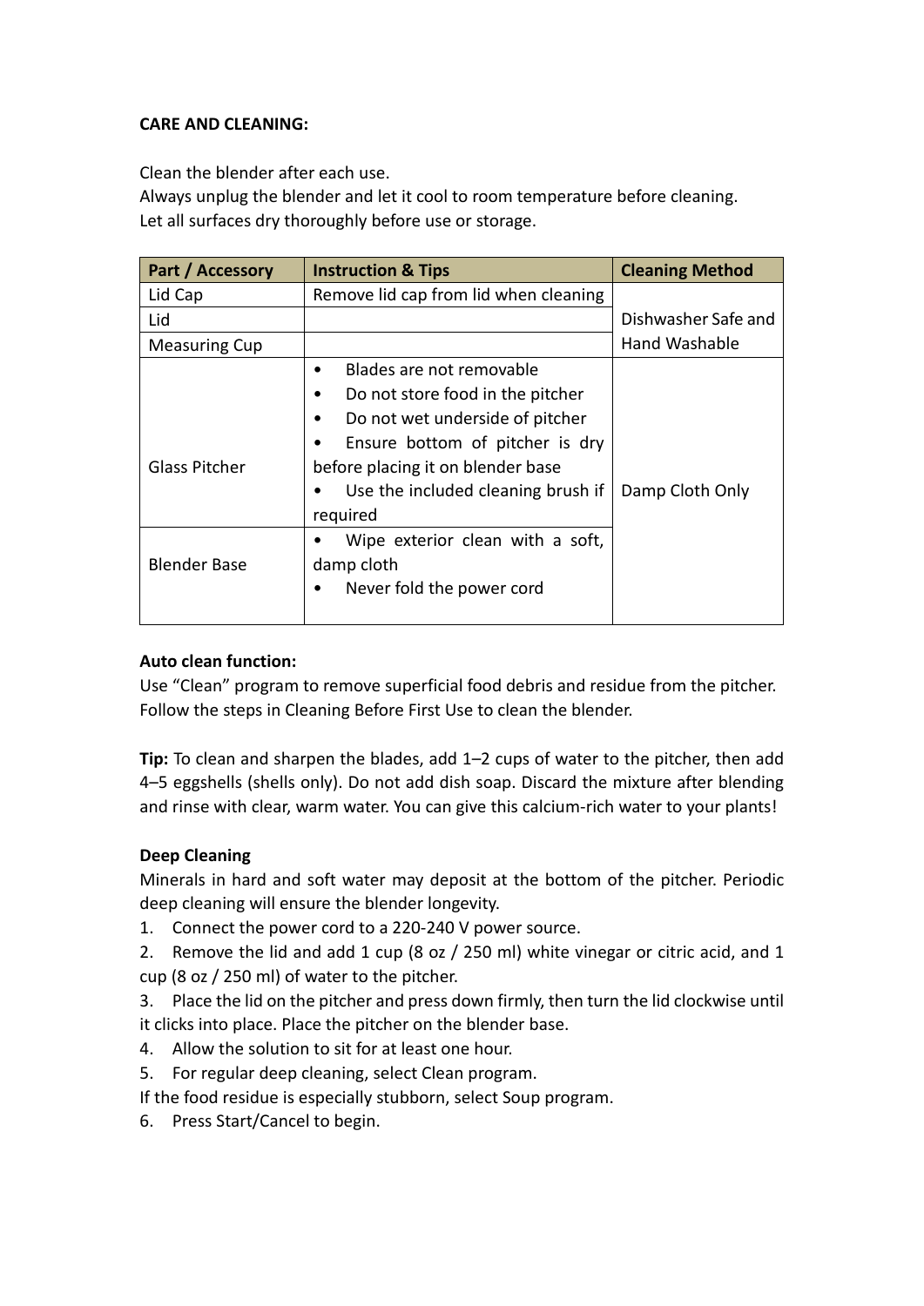**CARE AND CLEANING:**

Clean the blender after each use.
Always unplug the blender and let it cool to room temperature before cleaning.
Let all surfaces dry thoroughly before use or storage.

| Part / Accessory | Instruction & Tips | Cleaning Method |
| --- | --- | --- |
| Lid Cap | Remove lid cap from lid when cleaning | Dishwasher Safe and Hand Washable |
| Lid | | |
| Measuring Cup | | |
| Glass Pitcher | • Blades are not removable<br>• Do not store food in the pitcher<br>• Do not wet underside of pitcher<br>• Ensure bottom of pitcher is dry before placing it on blender base<br>• Use the included cleaning brush if required | Damp Cloth Only |
| Blender Base | • Wipe exterior clean with a soft, damp cloth<br>• Never fold the power cord | |

**Auto clean function:**
Use "Clean" program to remove superficial food debris and residue from the pitcher. Follow the steps in Cleaning Before First Use to clean the blender.

**Tip:** To clean and sharpen the blades, add 1–2 cups of water to the pitcher, then add 4–5 eggshells (shells only). Do not add dish soap. Discard the mixture after blending and rinse with clear, warm water. You can give this calcium-rich water to your plants!

**Deep Cleaning**
Minerals in hard and soft water may deposit at the bottom of the pitcher. Periodic deep cleaning will ensure the blender longevity.

1. Connect the power cord to a 220-240 V power source.
2. Remove the lid and add 1 cup (8 oz / 250 ml) white vinegar or citric acid, and 1 cup (8 oz / 250 ml) of water to the pitcher.
3. Place the lid on the pitcher and press down firmly, then turn the lid clockwise until it clicks into place. Place the pitcher on the blender base.
4. Allow the solution to sit for at least one hour.
5. For regular deep cleaning, select Clean program.

If the food residue is especially stubborn, select Soup program.

6. Press Start/Cancel to begin.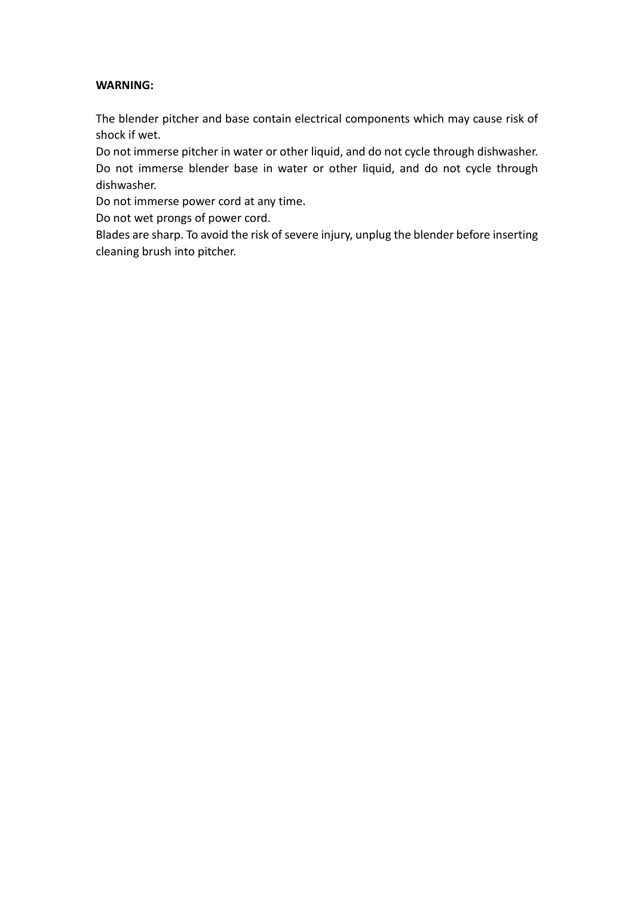**WARNING:**

The blender pitcher and base contain electrical components which may cause risk of shock if wet.

Do not immerse pitcher in water or other liquid, and do not cycle through dishwasher.

Do not immerse blender base in water or other liquid, and do not cycle through dishwasher.

Do not immerse power cord at any time.

Do not wet prongs of power cord.

Blades are sharp. To avoid the risk of severe injury, unplug the blender before inserting cleaning brush into pitcher.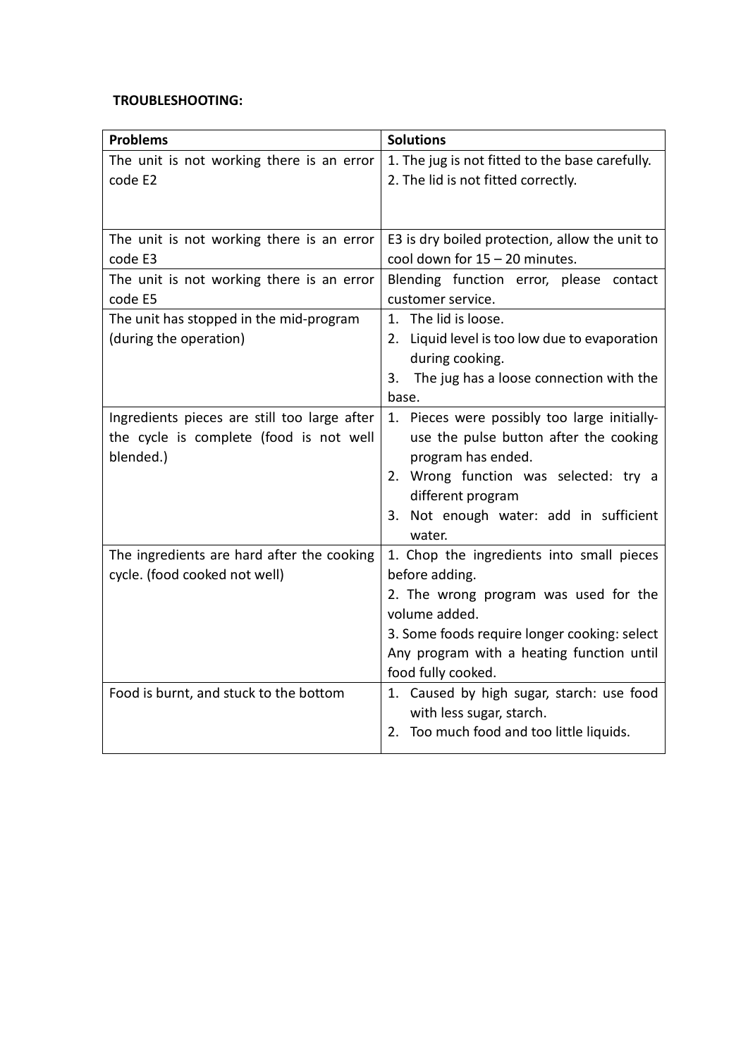**TROUBLESHOOTING:**

| Problems | Solutions |
|---|---|
| The unit is not working there is an error code E2 | 1. The jug is not fitted to the base carefully.<br>2. The lid is not fitted correctly. |
| The unit is not working there is an error code E3 | E3 is dry boiled protection, allow the unit to cool down for 15 – 20 minutes. |
| The unit is not working there is an error code E5 | Blending function error, please contact customer service. |
| The unit has stopped in the mid-program (during the operation) | 1. The lid is loose.<br>2. Liquid level is too low due to evaporation during cooking.<br>3. The jug has a loose connection with the base. |
| Ingredients pieces are still too large after the cycle is complete (food is not well blended.) | 1. Pieces were possibly too large initially- use the pulse button after the cooking program has ended.<br>2. Wrong function was selected: try a different program<br>3. Not enough water: add in sufficient water. |
| The ingredients are hard after the cooking cycle. (food cooked not well) | 1. Chop the ingredients into small pieces before adding.<br>2. The wrong program was used for the volume added.<br>3. Some foods require longer cooking: select Any program with a heating function until food fully cooked. |
| Food is burnt, and stuck to the bottom | 1. Caused by high sugar, starch: use food with less sugar, starch.<br>2. Too much food and too little liquids. |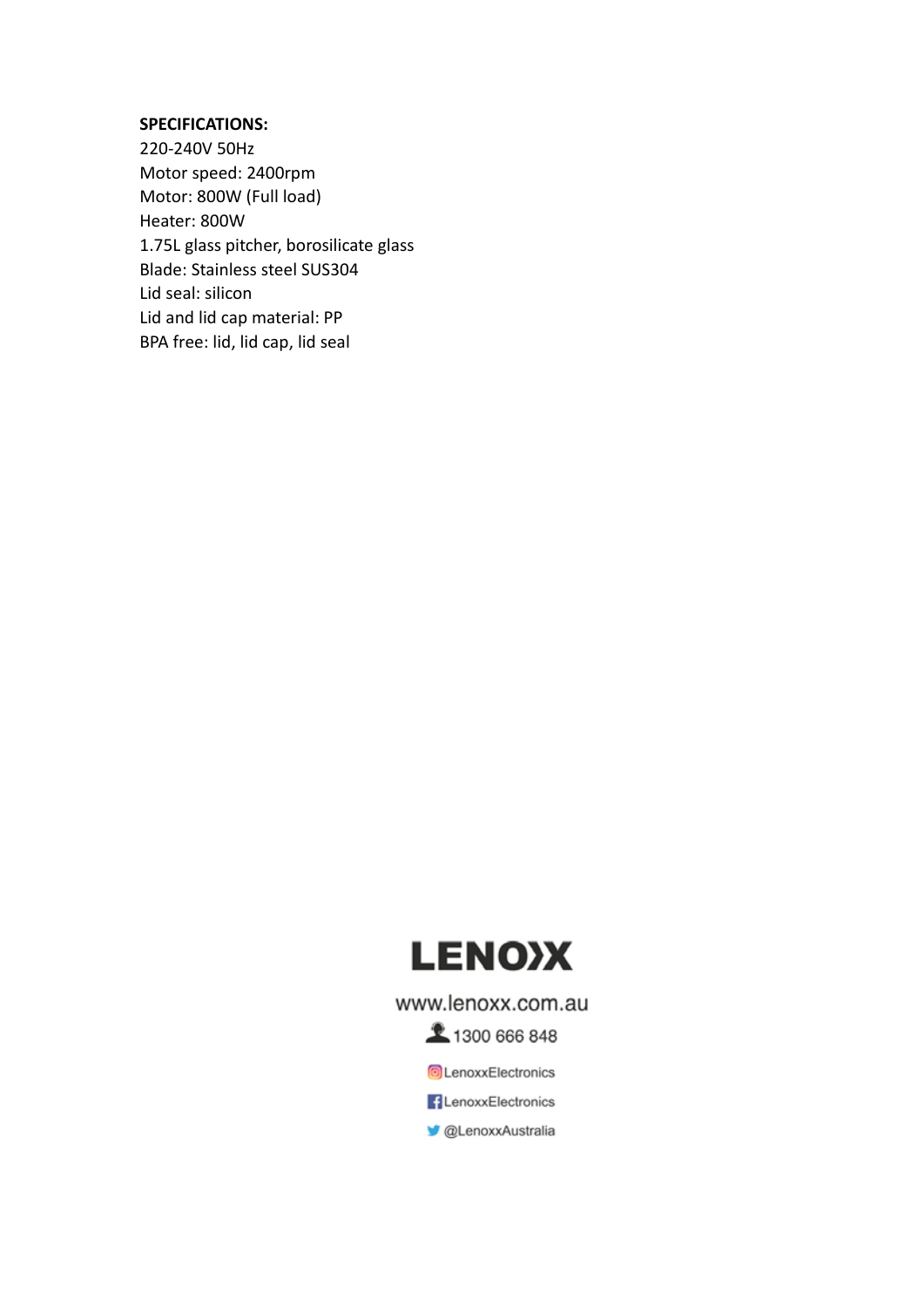**SPECIFICATIONS:**

220-240V 50Hz
Motor speed: 2400rpm
Motor: 800W (Full load)
Heater: 800W
1.75L glass pitcher, borosilicate glass
Blade: Stainless steel SUS304
Lid seal: silicon
Lid and lid cap material: PP
BPA free: lid, lid cap, lid seal

LENOXX

www.lenoxx.com.au

1300 666 848

LenoxxElectronics

LenoxxElectronics

@LenoxxAustralia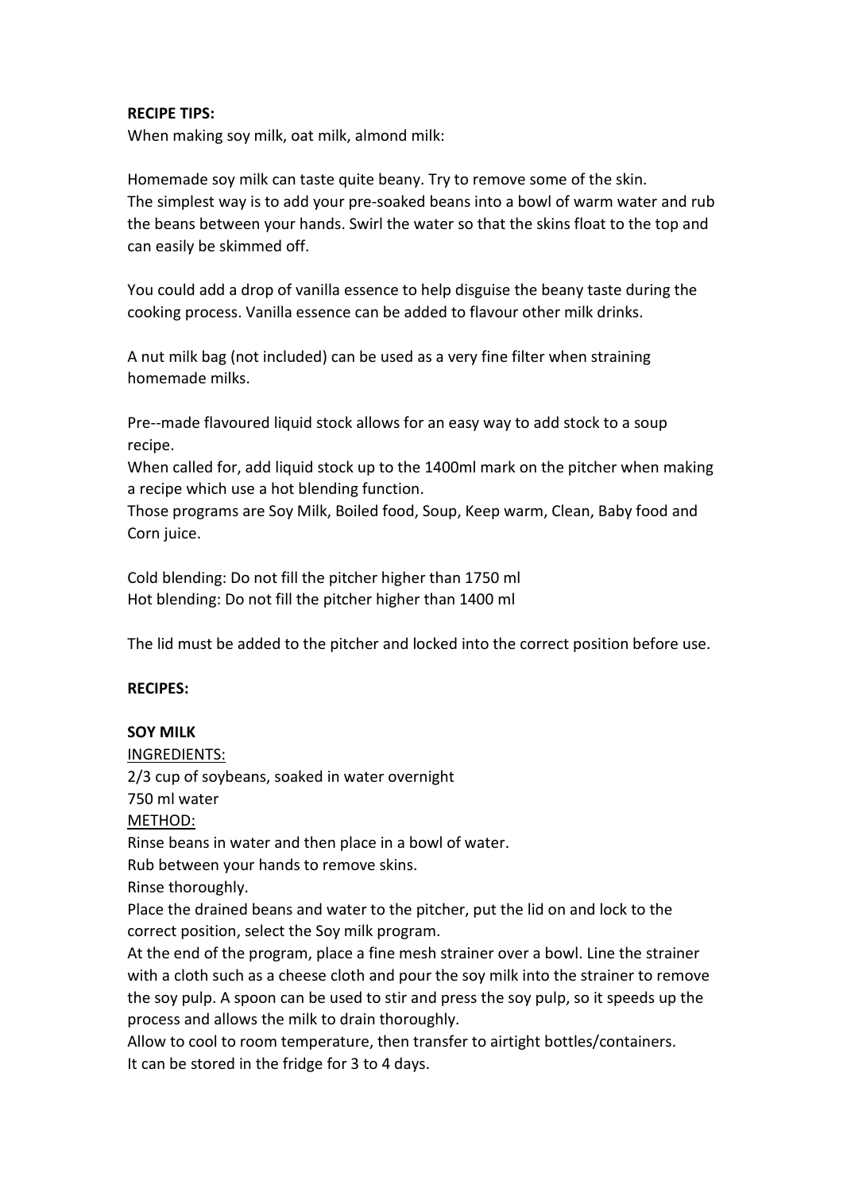**RECIPE TIPS:**

When making soy milk, oat milk, almond milk:

Homemade soy milk can taste quite beany. Try to remove some of the skin.
The simplest way is to add your pre-soaked beans into a bowl of warm water and rub the beans between your hands. Swirl the water so that the skins float to the top and can easily be skimmed off.

You could add a drop of vanilla essence to help disguise the beany taste during the cooking process. Vanilla essence can be added to flavour other milk drinks.

A nut milk bag (not included) can be used as a very fine filter when straining homemade milks.

Pre--made flavoured liquid stock allows for an easy way to add stock to a soup recipe.
When called for, add liquid stock up to the 1400ml mark on the pitcher when making a recipe which use a hot blending function.
Those programs are Soy Milk, Boiled food, Soup, Keep warm, Clean, Baby food and Corn juice.

Cold blending: Do not fill the pitcher higher than 1750 ml
Hot blending: Do not fill the pitcher higher than 1400 ml

The lid must be added to the pitcher and locked into the correct position before use.

**RECIPES:**

**SOY MILK**

INGREDIENTS:

2/3 cup of soybeans, soaked in water overnight
750 ml water

METHOD:

Rinse beans in water and then place in a bowl of water.
Rub between your hands to remove skins.
Rinse thoroughly.
Place the drained beans and water to the pitcher, put the lid on and lock to the correct position, select the Soy milk program.
At the end of the program, place a fine mesh strainer over a bowl. Line the strainer with a cloth such as a cheese cloth and pour the soy milk into the strainer to remove the soy pulp. A spoon can be used to stir and press the soy pulp, so it speeds up the process and allows the milk to drain thoroughly.
Allow to cool to room temperature, then transfer to airtight bottles/containers.
It can be stored in the fridge for 3 to 4 days.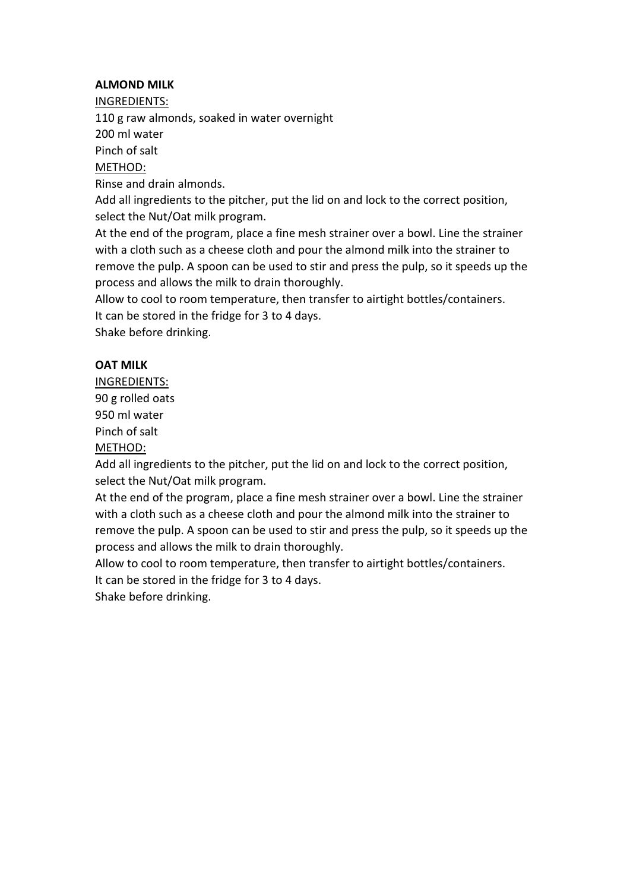**ALMOND MILK**

<u>INGREDIENTS:</u>

110 g raw almonds, soaked in water overnight

200 ml water

Pinch of salt

<u>METHOD:</u>

Rinse and drain almonds.

Add all ingredients to the pitcher, put the lid on and lock to the correct position, select the Nut/Oat milk program.

At the end of the program, place a fine mesh strainer over a bowl. Line the strainer with a cloth such as a cheese cloth and pour the almond milk into the strainer to remove the pulp. A spoon can be used to stir and press the pulp, so it speeds up the process and allows the milk to drain thoroughly.

Allow to cool to room temperature, then transfer to airtight bottles/containers.

It can be stored in the fridge for 3 to 4 days.

Shake before drinking.

**OAT MILK**

<u>INGREDIENTS:</u>

90 g rolled oats

950 ml water

Pinch of salt

<u>METHOD:</u>

Add all ingredients to the pitcher, put the lid on and lock to the correct position, select the Nut/Oat milk program.

At the end of the program, place a fine mesh strainer over a bowl. Line the strainer with a cloth such as a cheese cloth and pour the almond milk into the strainer to remove the pulp. A spoon can be used to stir and press the pulp, so it speeds up the process and allows the milk to drain thoroughly.

Allow to cool to room temperature, then transfer to airtight bottles/containers.

It can be stored in the fridge for 3 to 4 days.

Shake before drinking.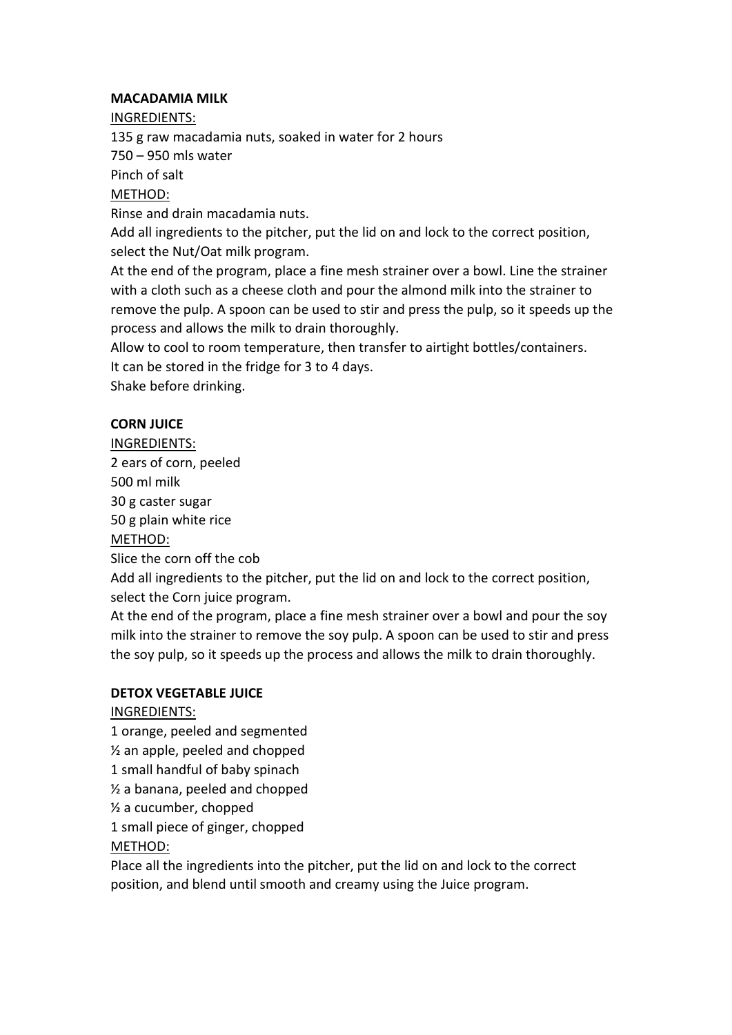**MACADAMIA MILK**

INGREDIENTS:

135 g raw macadamia nuts, soaked in water for 2 hours

750 – 950 mls water

Pinch of salt

METHOD:

Rinse and drain macadamia nuts.

Add all ingredients to the pitcher, put the lid on and lock to the correct position, select the Nut/Oat milk program.

At the end of the program, place a fine mesh strainer over a bowl. Line the strainer with a cloth such as a cheese cloth and pour the almond milk into the strainer to remove the pulp. A spoon can be used to stir and press the pulp, so it speeds up the process and allows the milk to drain thoroughly.

Allow to cool to room temperature, then transfer to airtight bottles/containers.

It can be stored in the fridge for 3 to 4 days.

Shake before drinking.

**CORN JUICE**

INGREDIENTS:

2 ears of corn, peeled

500 ml milk

30 g caster sugar

50 g plain white rice

METHOD:

Slice the corn off the cob

Add all ingredients to the pitcher, put the lid on and lock to the correct position, select the Corn juice program.

At the end of the program, place a fine mesh strainer over a bowl and pour the soy milk into the strainer to remove the soy pulp. A spoon can be used to stir and press the soy pulp, so it speeds up the process and allows the milk to drain thoroughly.

**DETOX VEGETABLE JUICE**

INGREDIENTS:

1 orange, peeled and segmented

½ an apple, peeled and chopped

1 small handful of baby spinach

½ a banana, peeled and chopped

½ a cucumber, chopped

1 small piece of ginger, chopped

METHOD:

Place all the ingredients into the pitcher, put the lid on and lock to the correct position, and blend until smooth and creamy using the Juice program.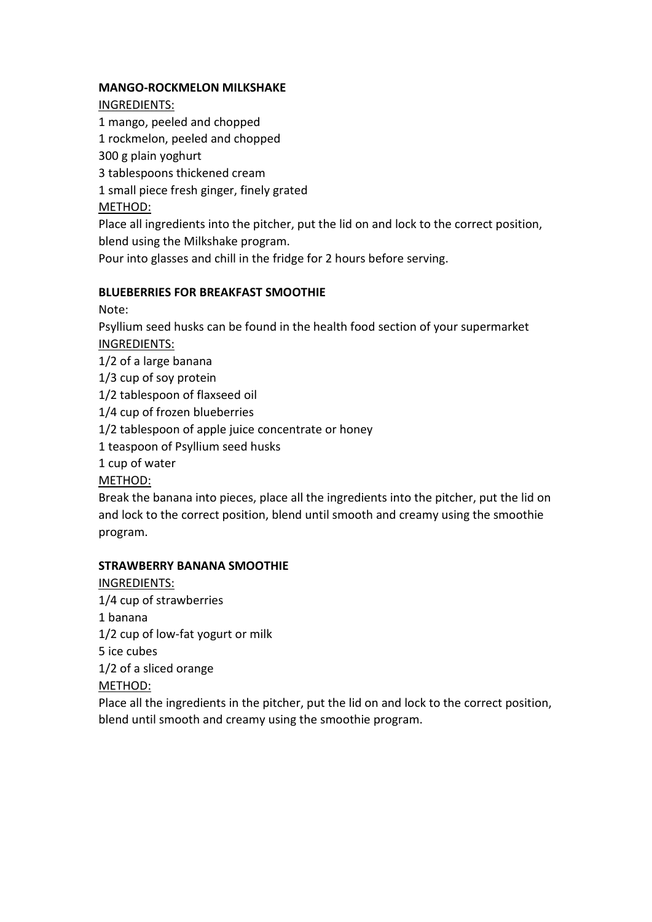**MANGO-ROCKMELON MILKSHAKE**

<u>INGREDIENTS:</u>

1 mango, peeled and chopped
1 rockmelon, peeled and chopped
300 g plain yoghurt
3 tablespoons thickened cream
1 small piece fresh ginger, finely grated

<u>METHOD:</u>

Place all ingredients into the pitcher, put the lid on and lock to the correct position, blend using the Milkshake program.
Pour into glasses and chill in the fridge for 2 hours before serving.

**BLUEBERRIES FOR BREAKFAST SMOOTHIE**

Note:
Psyllium seed husks can be found in the health food section of your supermarket

<u>INGREDIENTS:</u>

1/2 of a large banana
1/3 cup of soy protein
1/2 tablespoon of flaxseed oil
1/4 cup of frozen blueberries
1/2 tablespoon of apple juice concentrate or honey
1 teaspoon of Psyllium seed husks
1 cup of water

<u>METHOD:</u>

Break the banana into pieces, place all the ingredients into the pitcher, put the lid on and lock to the correct position, blend until smooth and creamy using the smoothie program.

**STRAWBERRY BANANA SMOOTHIE**

<u>INGREDIENTS:</u>

1/4 cup of strawberries
1 banana
1/2 cup of low-fat yogurt or milk
5 ice cubes
1/2 of a sliced orange

<u>METHOD:</u>

Place all the ingredients in the pitcher, put the lid on and lock to the correct position, blend until smooth and creamy using the smoothie program.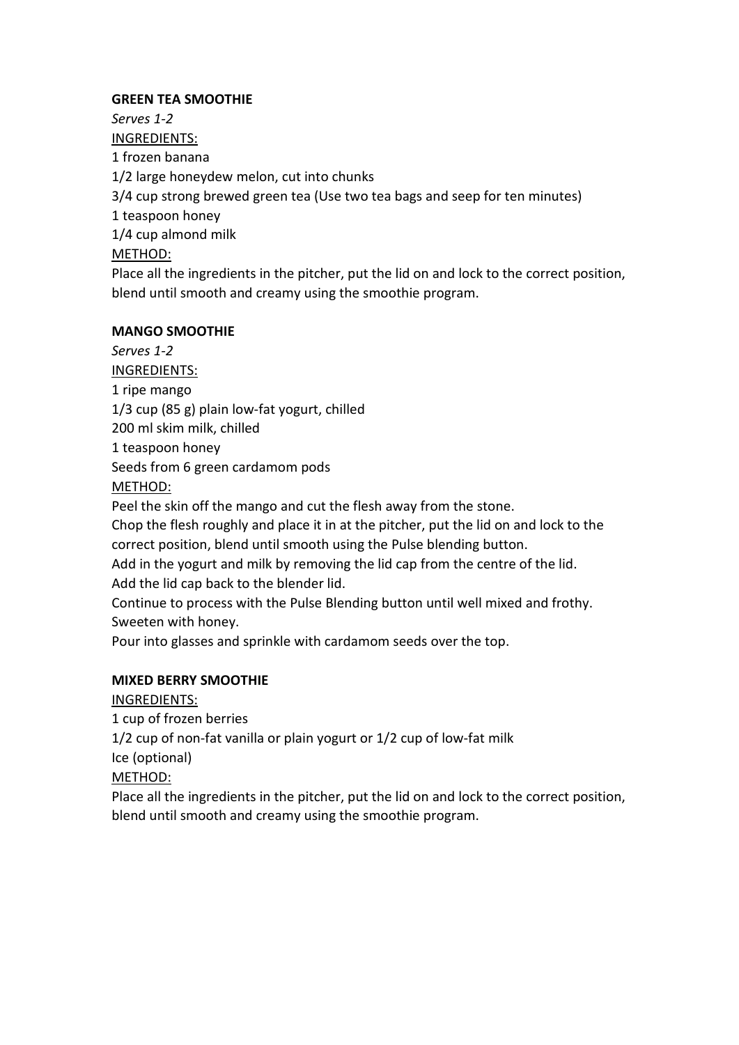**GREEN TEA SMOOTHIE**

*Serves 1-2*

INGREDIENTS:

1 frozen banana

1/2 large honeydew melon, cut into chunks

3/4 cup strong brewed green tea (Use two tea bags and seep for ten minutes)

1 teaspoon honey

1/4 cup almond milk

METHOD:

Place all the ingredients in the pitcher, put the lid on and lock to the correct position, blend until smooth and creamy using the smoothie program.

**MANGO SMOOTHIE**

*Serves 1-2*

INGREDIENTS:

1 ripe mango

1/3 cup (85 g) plain low-fat yogurt, chilled

200 ml skim milk, chilled

1 teaspoon honey

Seeds from 6 green cardamom pods

METHOD:

Peel the skin off the mango and cut the flesh away from the stone.

Chop the flesh roughly and place it in at the pitcher, put the lid on and lock to the correct position, blend until smooth using the Pulse blending button.

Add in the yogurt and milk by removing the lid cap from the centre of the lid.

Add the lid cap back to the blender lid.

Continue to process with the Pulse Blending button until well mixed and frothy.

Sweeten with honey.

Pour into glasses and sprinkle with cardamom seeds over the top.

**MIXED BERRY SMOOTHIE**

INGREDIENTS:

1 cup of frozen berries

1/2 cup of non-fat vanilla or plain yogurt or 1/2 cup of low-fat milk

Ice (optional)

METHOD:

Place all the ingredients in the pitcher, put the lid on and lock to the correct position, blend until smooth and creamy using the smoothie program.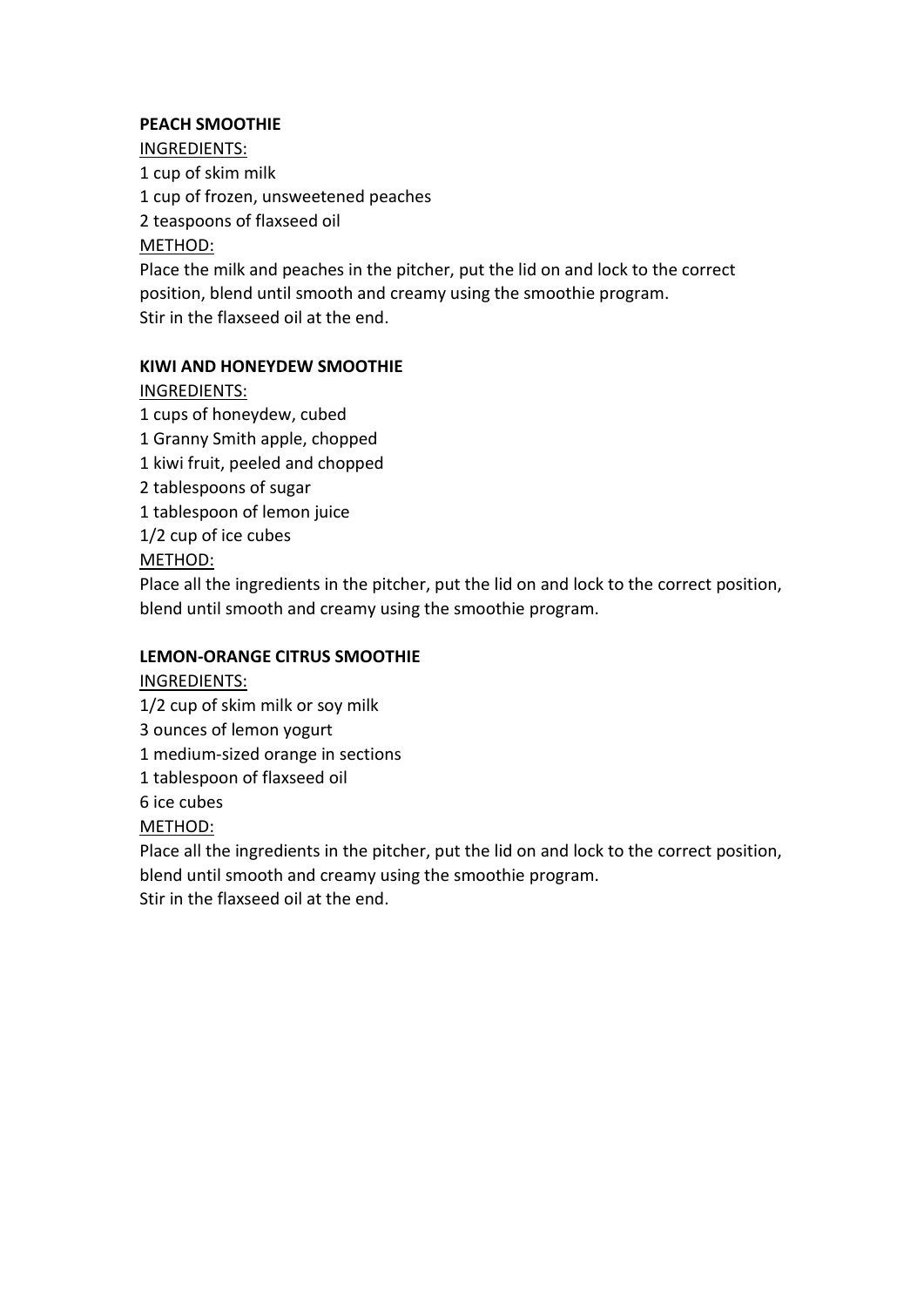**PEACH SMOOTHIE**

<u>INGREDIENTS:</u>

1 cup of skim milk
1 cup of frozen, unsweetened peaches
2 teaspoons of flaxseed oil

<u>METHOD:</u>

Place the milk and peaches in the pitcher, put the lid on and lock to the correct position, blend until smooth and creamy using the smoothie program.
Stir in the flaxseed oil at the end.

**KIWI AND HONEYDEW SMOOTHIE**

<u>INGREDIENTS:</u>

1 cups of honeydew, cubed
1 Granny Smith apple, chopped
1 kiwi fruit, peeled and chopped
2 tablespoons of sugar
1 tablespoon of lemon juice
1/2 cup of ice cubes

<u>METHOD:</u>

Place all the ingredients in the pitcher, put the lid on and lock to the correct position, blend until smooth and creamy using the smoothie program.

**LEMON-ORANGE CITRUS SMOOTHIE**

<u>INGREDIENTS:</u>

1/2 cup of skim milk or soy milk
3 ounces of lemon yogurt
1 medium-sized orange in sections
1 tablespoon of flaxseed oil
6 ice cubes

<u>METHOD:</u>

Place all the ingredients in the pitcher, put the lid on and lock to the correct position, blend until smooth and creamy using the smoothie program.
Stir in the flaxseed oil at the end.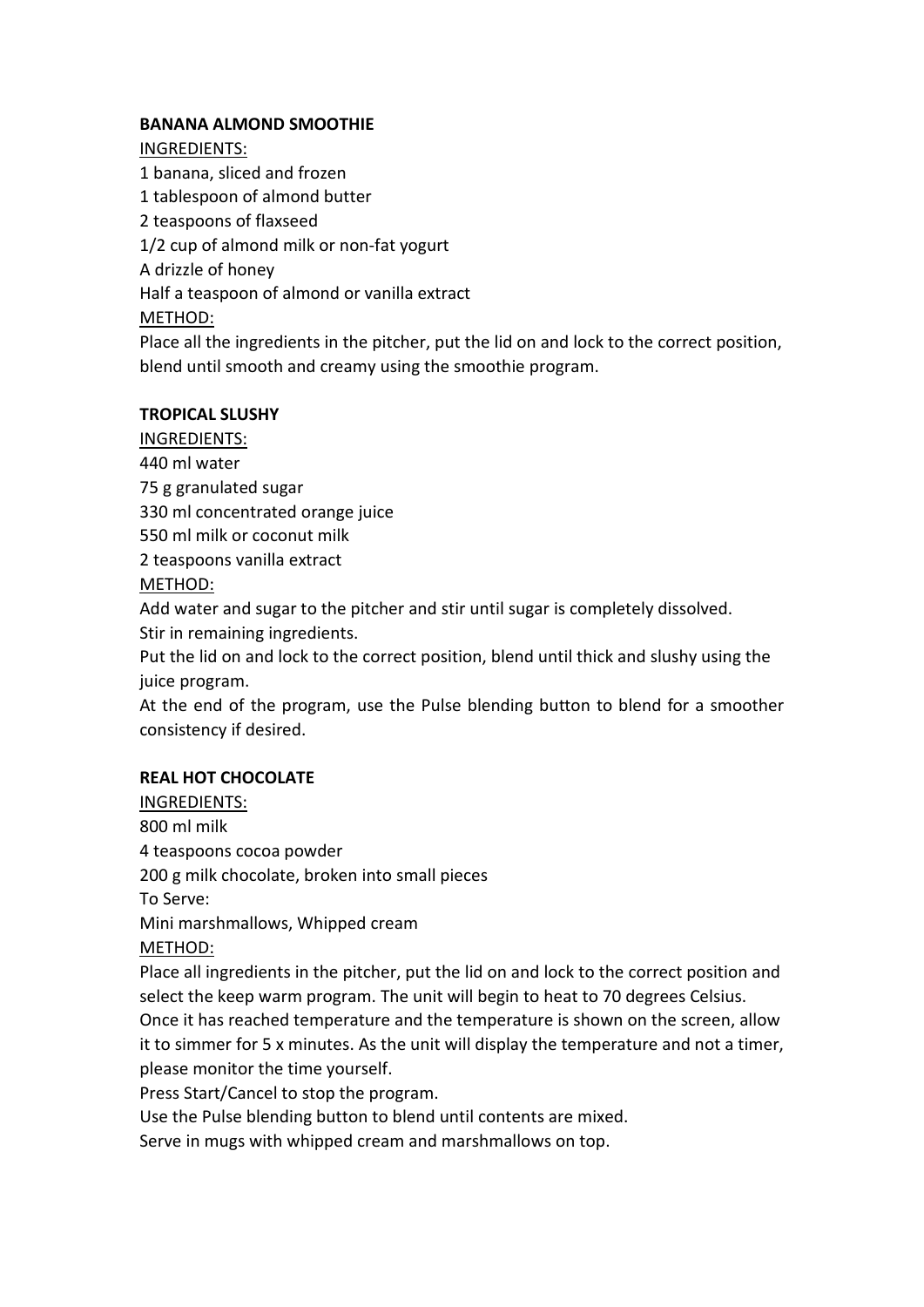**BANANA ALMOND SMOOTHIE**

INGREDIENTS:

1 banana, sliced and frozen
1 tablespoon of almond butter
2 teaspoons of flaxseed
1/2 cup of almond milk or non-fat yogurt
A drizzle of honey
Half a teaspoon of almond or vanilla extract

METHOD:

Place all the ingredients in the pitcher, put the lid on and lock to the correct position, blend until smooth and creamy using the smoothie program.

**TROPICAL SLUSHY**

INGREDIENTS:

440 ml water
75 g granulated sugar
330 ml concentrated orange juice
550 ml milk or coconut milk
2 teaspoons vanilla extract

METHOD:

Add water and sugar to the pitcher and stir until sugar is completely dissolved.
Stir in remaining ingredients.
Put the lid on and lock to the correct position, blend until thick and slushy using the juice program.
At the end of the program, use the Pulse blending button to blend for a smoother consistency if desired.

**REAL HOT CHOCOLATE**

INGREDIENTS:

800 ml milk
4 teaspoons cocoa powder
200 g milk chocolate, broken into small pieces
To Serve:
Mini marshmallows, Whipped cream

METHOD:

Place all ingredients in the pitcher, put the lid on and lock to the correct position and select the keep warm program. The unit will begin to heat to 70 degrees Celsius.
Once it has reached temperature and the temperature is shown on the screen, allow it to simmer for 5 x minutes. As the unit will display the temperature and not a timer, please monitor the time yourself.
Press Start/Cancel to stop the program.
Use the Pulse blending button to blend until contents are mixed.
Serve in mugs with whipped cream and marshmallows on top.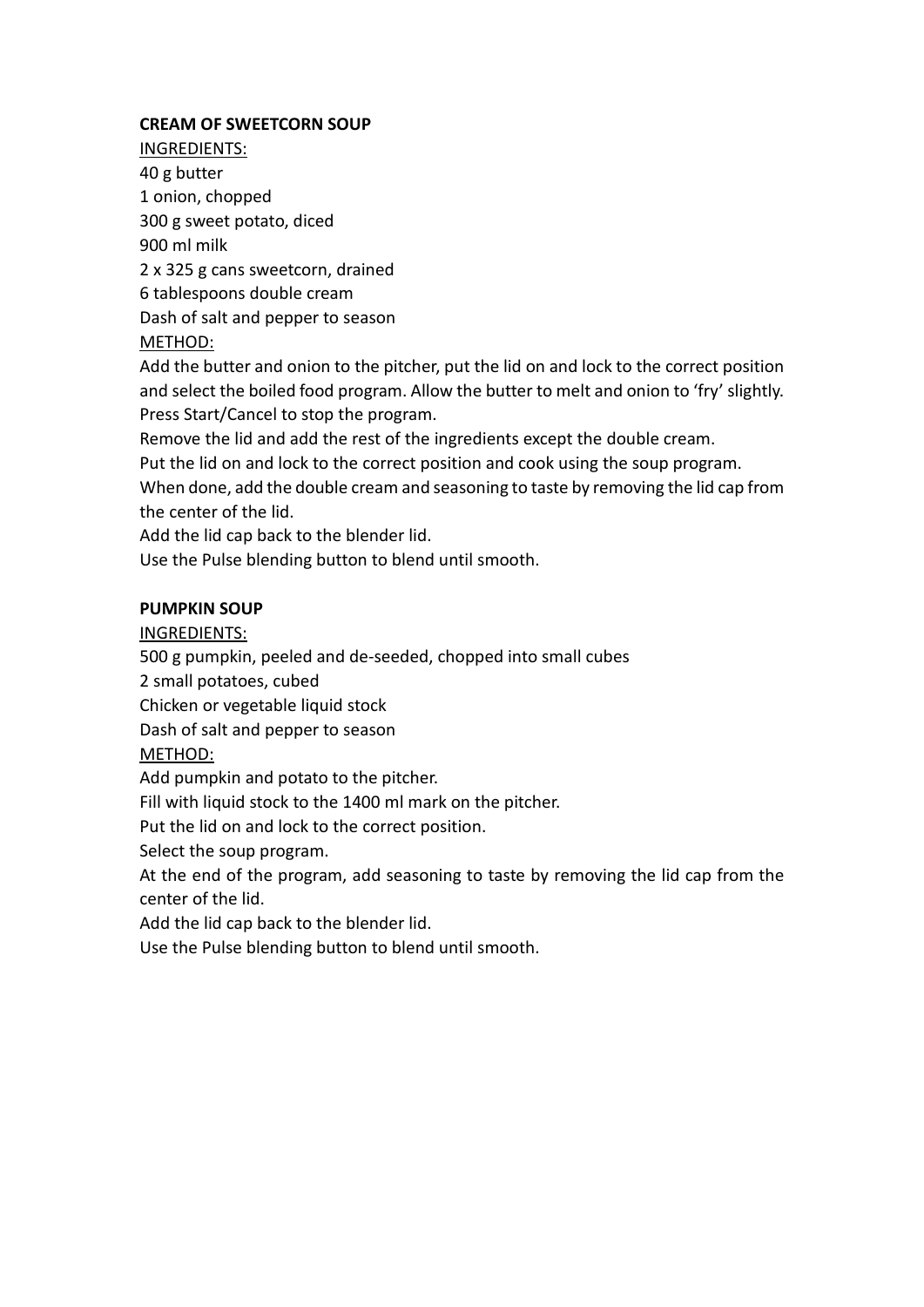**CREAM OF SWEETCORN SOUP**

INGREDIENTS:

40 g butter
1 onion, chopped
300 g sweet potato, diced
900 ml milk
2 x 325 g cans sweetcorn, drained
6 tablespoons double cream
Dash of salt and pepper to season

METHOD:

Add the butter and onion to the pitcher, put the lid on and lock to the correct position and select the boiled food program. Allow the butter to melt and onion to 'fry' slightly. Press Start/Cancel to stop the program.
Remove the lid and add the rest of the ingredients except the double cream.
Put the lid on and lock to the correct position and cook using the soup program.
When done, add the double cream and seasoning to taste by removing the lid cap from the center of the lid.
Add the lid cap back to the blender lid.
Use the Pulse blending button to blend until smooth.

**PUMPKIN SOUP**

INGREDIENTS:

500 g pumpkin, peeled and de-seeded, chopped into small cubes
2 small potatoes, cubed
Chicken or vegetable liquid stock
Dash of salt and pepper to season

METHOD:

Add pumpkin and potato to the pitcher.
Fill with liquid stock to the 1400 ml mark on the pitcher.
Put the lid on and lock to the correct position.
Select the soup program.
At the end of the program, add seasoning to taste by removing the lid cap from the center of the lid.
Add the lid cap back to the blender lid.
Use the Pulse blending button to blend until smooth.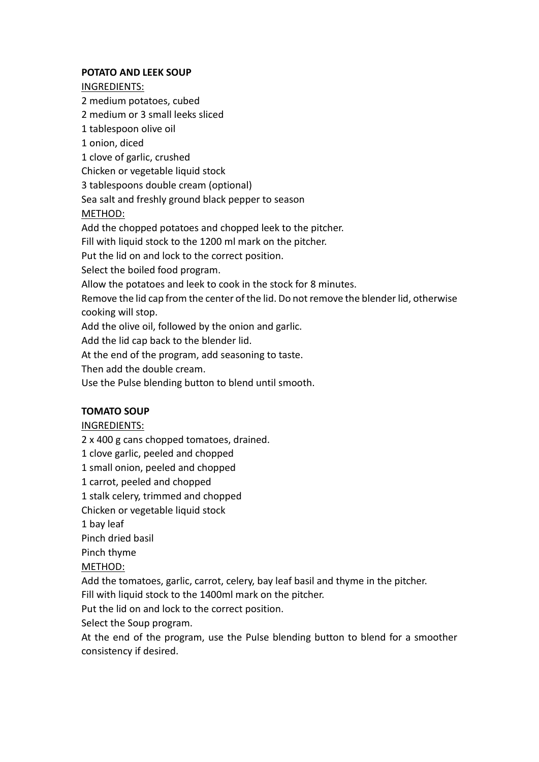**POTATO AND LEEK SOUP**

INGREDIENTS:

2 medium potatoes, cubed
2 medium or 3 small leeks sliced
1 tablespoon olive oil
1 onion, diced
1 clove of garlic, crushed
Chicken or vegetable liquid stock
3 tablespoons double cream (optional)
Sea salt and freshly ground black pepper to season

METHOD:

Add the chopped potatoes and chopped leek to the pitcher.
Fill with liquid stock to the 1200 ml mark on the pitcher.
Put the lid on and lock to the correct position.
Select the boiled food program.
Allow the potatoes and leek to cook in the stock for 8 minutes.
Remove the lid cap from the center of the lid. Do not remove the blender lid, otherwise cooking will stop.
Add the olive oil, followed by the onion and garlic.
Add the lid cap back to the blender lid.
At the end of the program, add seasoning to taste.
Then add the double cream.
Use the Pulse blending button to blend until smooth.

**TOMATO SOUP**

INGREDIENTS:

2 x 400 g cans chopped tomatoes, drained.
1 clove garlic, peeled and chopped
1 small onion, peeled and chopped
1 carrot, peeled and chopped
1 stalk celery, trimmed and chopped
Chicken or vegetable liquid stock
1 bay leaf
Pinch dried basil
Pinch thyme

METHOD:

Add the tomatoes, garlic, carrot, celery, bay leaf basil and thyme in the pitcher.
Fill with liquid stock to the 1400ml mark on the pitcher.
Put the lid on and lock to the correct position.
Select the Soup program.
At the end of the program, use the Pulse blending button to blend for a smoother consistency if desired.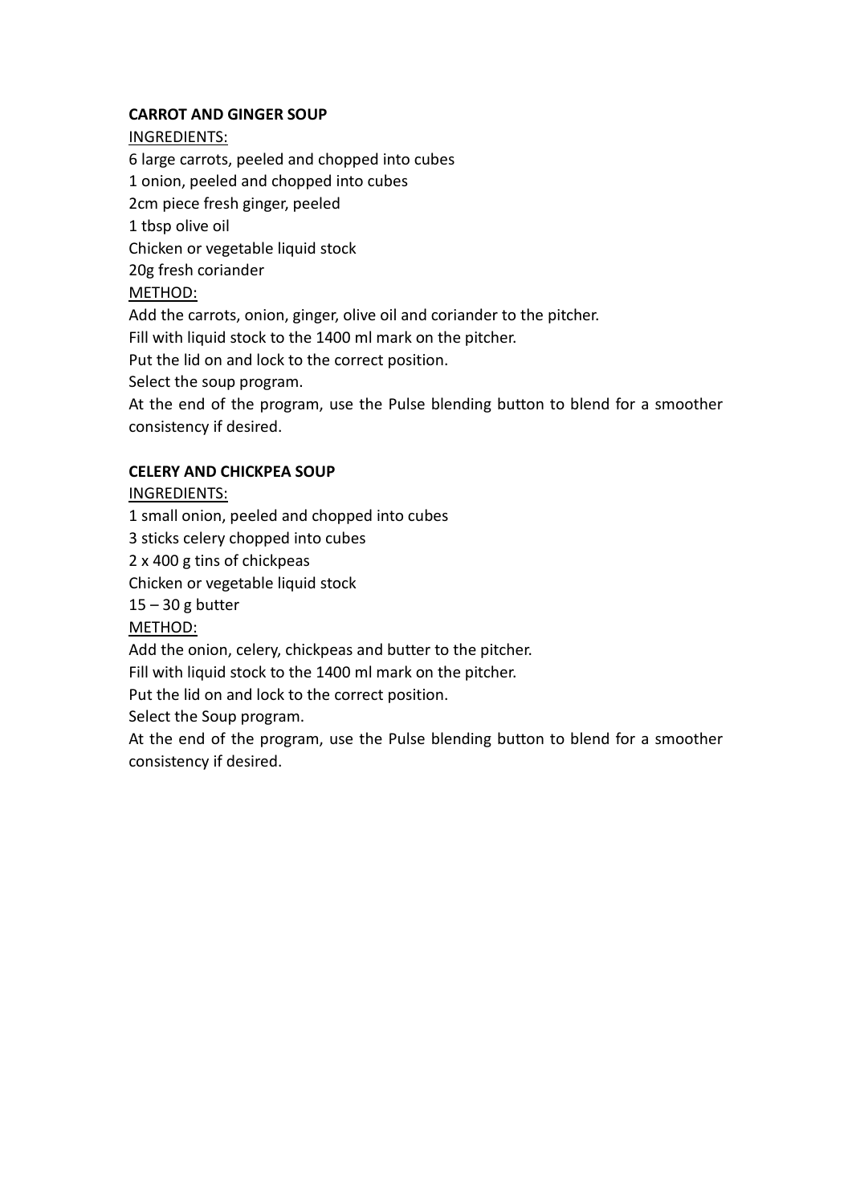**CARROT AND GINGER SOUP**

INGREDIENTS:

6 large carrots, peeled and chopped into cubes
1 onion, peeled and chopped into cubes
2cm piece fresh ginger, peeled
1 tbsp olive oil
Chicken or vegetable liquid stock
20g fresh coriander

METHOD:

Add the carrots, onion, ginger, olive oil and coriander to the pitcher.
Fill with liquid stock to the 1400 ml mark on the pitcher.
Put the lid on and lock to the correct position.
Select the soup program.
At the end of the program, use the Pulse blending button to blend for a smoother consistency if desired.

**CELERY AND CHICKPEA SOUP**

INGREDIENTS:

1 small onion, peeled and chopped into cubes
3 sticks celery chopped into cubes
2 x 400 g tins of chickpeas
Chicken or vegetable liquid stock
15 – 30 g butter

METHOD:

Add the onion, celery, chickpeas and butter to the pitcher.
Fill with liquid stock to the 1400 ml mark on the pitcher.
Put the lid on and lock to the correct position.
Select the Soup program.
At the end of the program, use the Pulse blending button to blend for a smoother consistency if desired.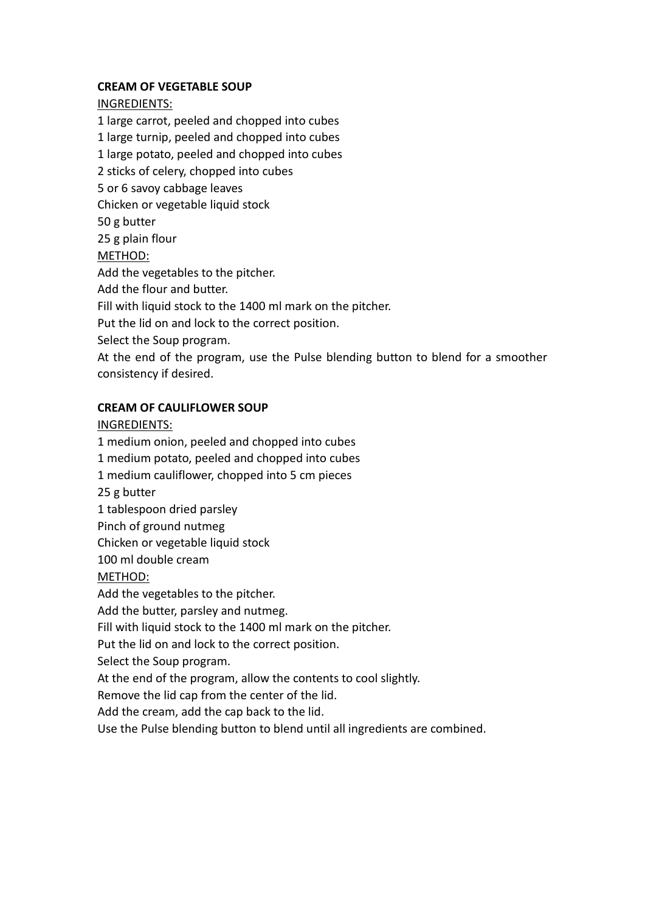## CREAM OF VEGETABLE SOUP

INGREDIENTS:

1 large carrot, peeled and chopped into cubes
1 large turnip, peeled and chopped into cubes
1 large potato, peeled and chopped into cubes
2 sticks of celery, chopped into cubes
5 or 6 savoy cabbage leaves
Chicken or vegetable liquid stock
50 g butter
25 g plain flour

METHOD:

Add the vegetables to the pitcher.
Add the flour and butter.
Fill with liquid stock to the 1400 ml mark on the pitcher.
Put the lid on and lock to the correct position.
Select the Soup program.
At the end of the program, use the Pulse blending button to blend for a smoother consistency if desired.

## CREAM OF CAULIFLOWER SOUP

INGREDIENTS:

1 medium onion, peeled and chopped into cubes
1 medium potato, peeled and chopped into cubes
1 medium cauliflower, chopped into 5 cm pieces
25 g butter
1 tablespoon dried parsley
Pinch of ground nutmeg
Chicken or vegetable liquid stock
100 ml double cream

METHOD:

Add the vegetables to the pitcher.
Add the butter, parsley and nutmeg.
Fill with liquid stock to the 1400 ml mark on the pitcher.
Put the lid on and lock to the correct position.
Select the Soup program.
At the end of the program, allow the contents to cool slightly.
Remove the lid cap from the center of the lid.
Add the cream, add the cap back to the lid.
Use the Pulse blending button to blend until all ingredients are combined.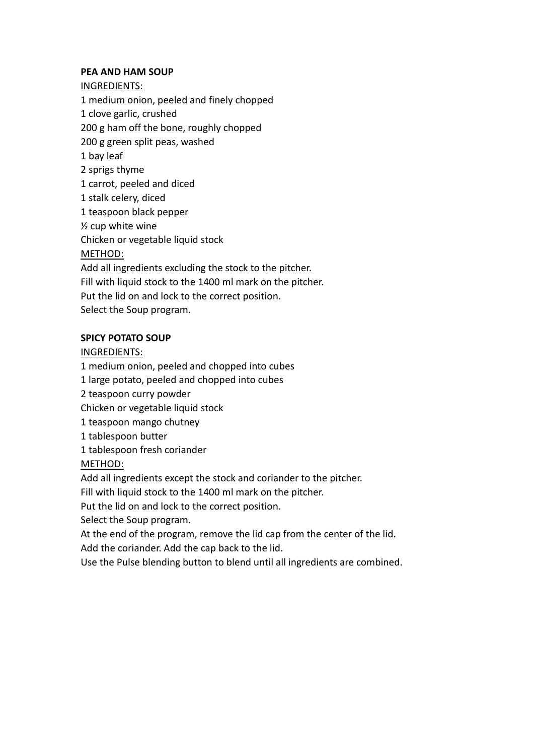## PEA AND HAM SOUP

INGREDIENTS:

1 medium onion, peeled and finely chopped
1 clove garlic, crushed
200 g ham off the bone, roughly chopped
200 g green split peas, washed
1 bay leaf
2 sprigs thyme
1 carrot, peeled and diced
1 stalk celery, diced
1 teaspoon black pepper
½ cup white wine
Chicken or vegetable liquid stock

METHOD:

Add all ingredients excluding the stock to the pitcher.
Fill with liquid stock to the 1400 ml mark on the pitcher.
Put the lid on and lock to the correct position.
Select the Soup program.

## SPICY POTATO SOUP

INGREDIENTS:

1 medium onion, peeled and chopped into cubes
1 large potato, peeled and chopped into cubes
2 teaspoon curry powder
Chicken or vegetable liquid stock
1 teaspoon mango chutney
1 tablespoon butter
1 tablespoon fresh coriander

METHOD:

Add all ingredients except the stock and coriander to the pitcher.
Fill with liquid stock to the 1400 ml mark on the pitcher.
Put the lid on and lock to the correct position.
Select the Soup program.
At the end of the program, remove the lid cap from the center of the lid.
Add the coriander. Add the cap back to the lid.
Use the Pulse blending button to blend until all ingredients are combined.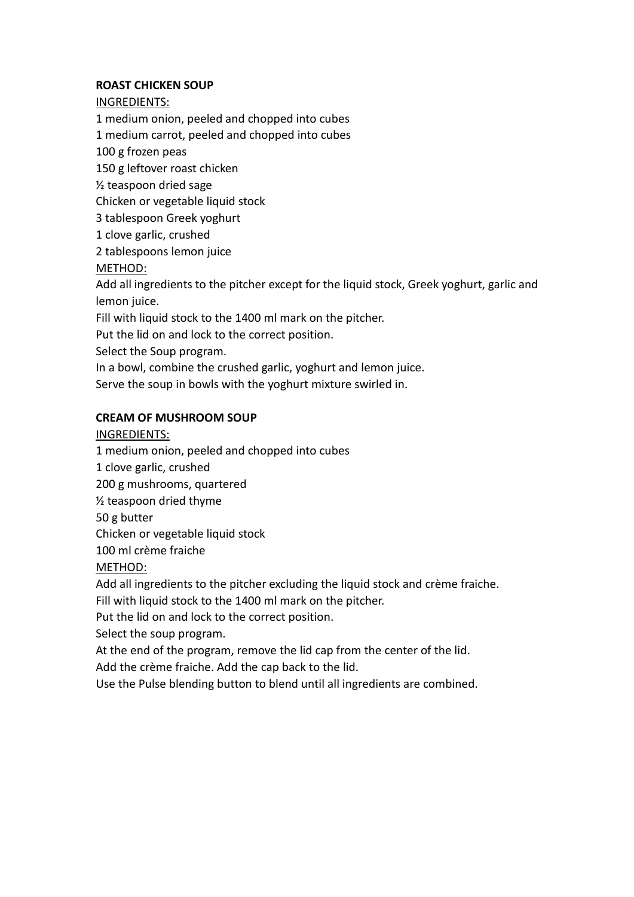**ROAST CHICKEN SOUP**

INGREDIENTS:

1 medium onion, peeled and chopped into cubes
1 medium carrot, peeled and chopped into cubes
100 g frozen peas
150 g leftover roast chicken
½ teaspoon dried sage
Chicken or vegetable liquid stock
3 tablespoon Greek yoghurt
1 clove garlic, crushed
2 tablespoons lemon juice

METHOD:

Add all ingredients to the pitcher except for the liquid stock, Greek yoghurt, garlic and lemon juice.
Fill with liquid stock to the 1400 ml mark on the pitcher.
Put the lid on and lock to the correct position.
Select the Soup program.
In a bowl, combine the crushed garlic, yoghurt and lemon juice.
Serve the soup in bowls with the yoghurt mixture swirled in.

**CREAM OF MUSHROOM SOUP**

INGREDIENTS:

1 medium onion, peeled and chopped into cubes
1 clove garlic, crushed
200 g mushrooms, quartered
½ teaspoon dried thyme
50 g butter
Chicken or vegetable liquid stock
100 ml crème fraiche

METHOD:

Add all ingredients to the pitcher excluding the liquid stock and crème fraiche.
Fill with liquid stock to the 1400 ml mark on the pitcher.
Put the lid on and lock to the correct position.
Select the soup program.
At the end of the program, remove the lid cap from the center of the lid.
Add the crème fraiche. Add the cap back to the lid.
Use the Pulse blending button to blend until all ingredients are combined.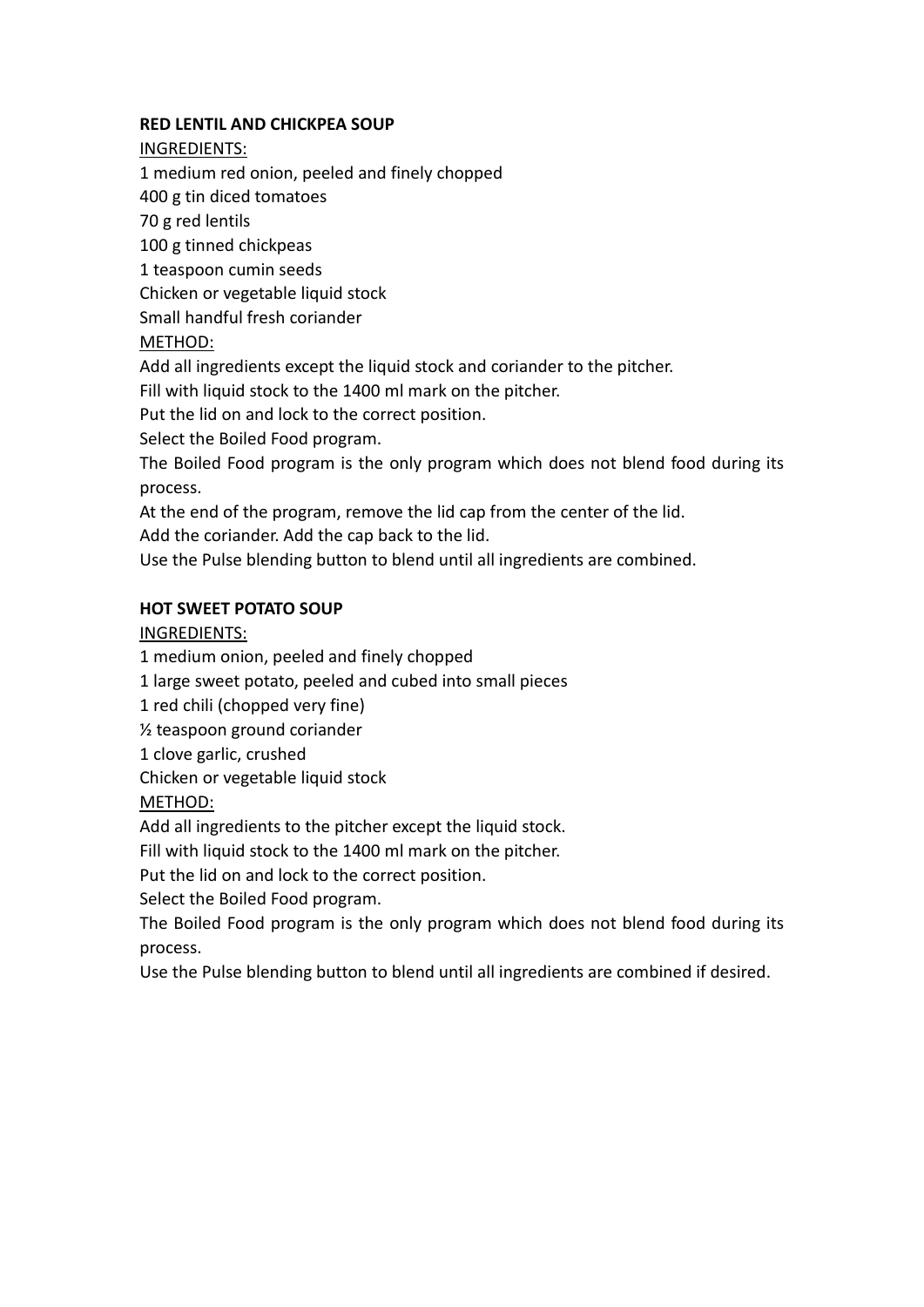**RED LENTIL AND CHICKPEA SOUP**

INGREDIENTS:

1 medium red onion, peeled and finely chopped

400 g tin diced tomatoes

70 g red lentils

100 g tinned chickpeas

1 teaspoon cumin seeds

Chicken or vegetable liquid stock

Small handful fresh coriander

METHOD:

Add all ingredients except the liquid stock and coriander to the pitcher.

Fill with liquid stock to the 1400 ml mark on the pitcher.

Put the lid on and lock to the correct position.

Select the Boiled Food program.

The Boiled Food program is the only program which does not blend food during its process.

At the end of the program, remove the lid cap from the center of the lid.

Add the coriander. Add the cap back to the lid.

Use the Pulse blending button to blend until all ingredients are combined.

**HOT SWEET POTATO SOUP**

INGREDIENTS:

1 medium onion, peeled and finely chopped

1 large sweet potato, peeled and cubed into small pieces

1 red chili (chopped very fine)

½ teaspoon ground coriander

1 clove garlic, crushed

Chicken or vegetable liquid stock

METHOD:

Add all ingredients to the pitcher except the liquid stock.

Fill with liquid stock to the 1400 ml mark on the pitcher.

Put the lid on and lock to the correct position.

Select the Boiled Food program.

The Boiled Food program is the only program which does not blend food during its process.

Use the Pulse blending button to blend until all ingredients are combined if desired.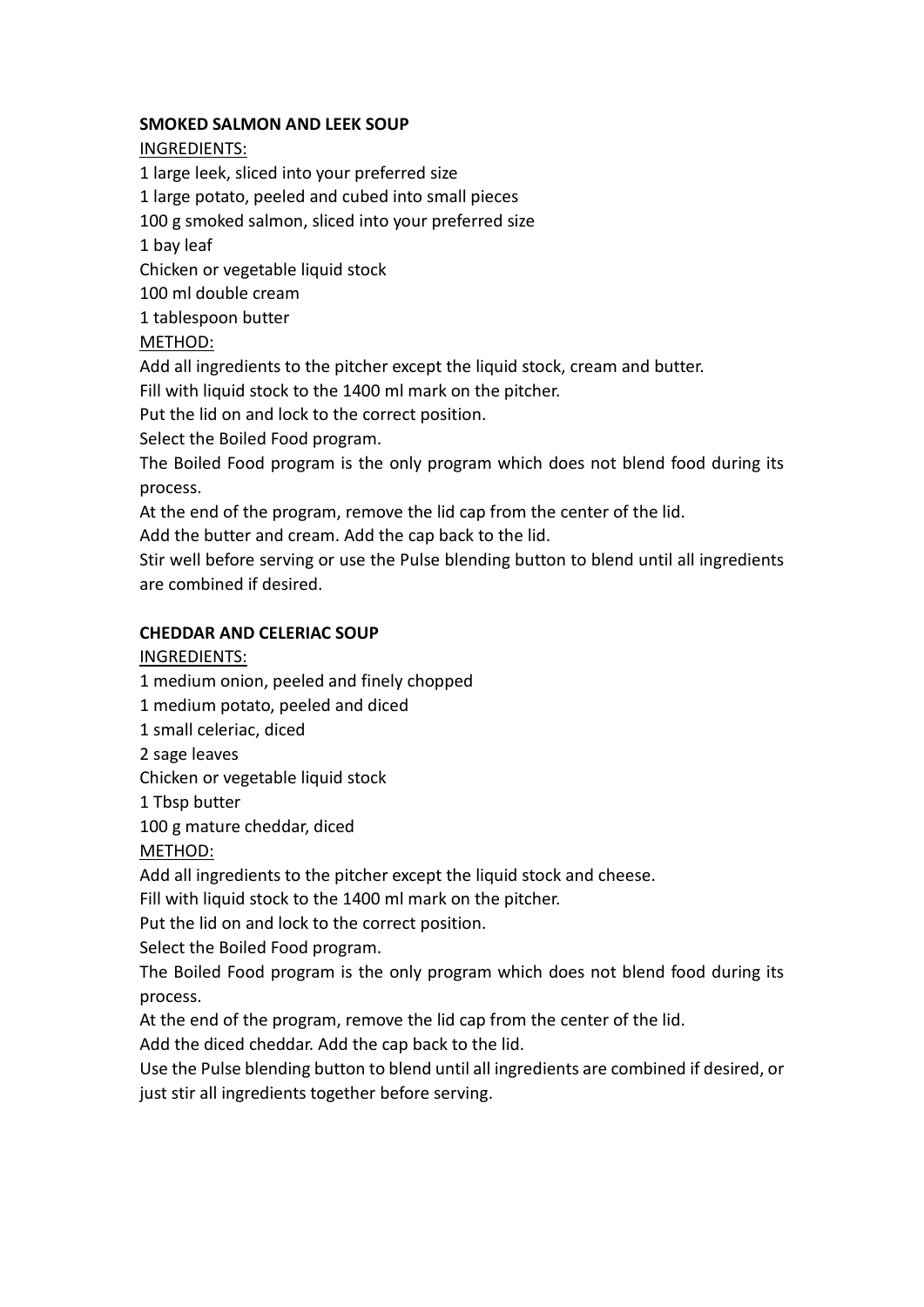**SMOKED SALMON AND LEEK SOUP**

INGREDIENTS:

1 large leek, sliced into your preferred size

1 large potato, peeled and cubed into small pieces

100 g smoked salmon, sliced into your preferred size

1 bay leaf

Chicken or vegetable liquid stock

100 ml double cream

1 tablespoon butter

METHOD:

Add all ingredients to the pitcher except the liquid stock, cream and butter.

Fill with liquid stock to the 1400 ml mark on the pitcher.

Put the lid on and lock to the correct position.

Select the Boiled Food program.

The Boiled Food program is the only program which does not blend food during its process.

At the end of the program, remove the lid cap from the center of the lid.

Add the butter and cream. Add the cap back to the lid.

Stir well before serving or use the Pulse blending button to blend until all ingredients are combined if desired.

**CHEDDAR AND CELERIAC SOUP**

INGREDIENTS:

1 medium onion, peeled and finely chopped

1 medium potato, peeled and diced

1 small celeriac, diced

2 sage leaves

Chicken or vegetable liquid stock

1 Tbsp butter

100 g mature cheddar, diced

METHOD:

Add all ingredients to the pitcher except the liquid stock and cheese.

Fill with liquid stock to the 1400 ml mark on the pitcher.

Put the lid on and lock to the correct position.

Select the Boiled Food program.

The Boiled Food program is the only program which does not blend food during its process.

At the end of the program, remove the lid cap from the center of the lid.

Add the diced cheddar. Add the cap back to the lid.

Use the Pulse blending button to blend until all ingredients are combined if desired, or just stir all ingredients together before serving.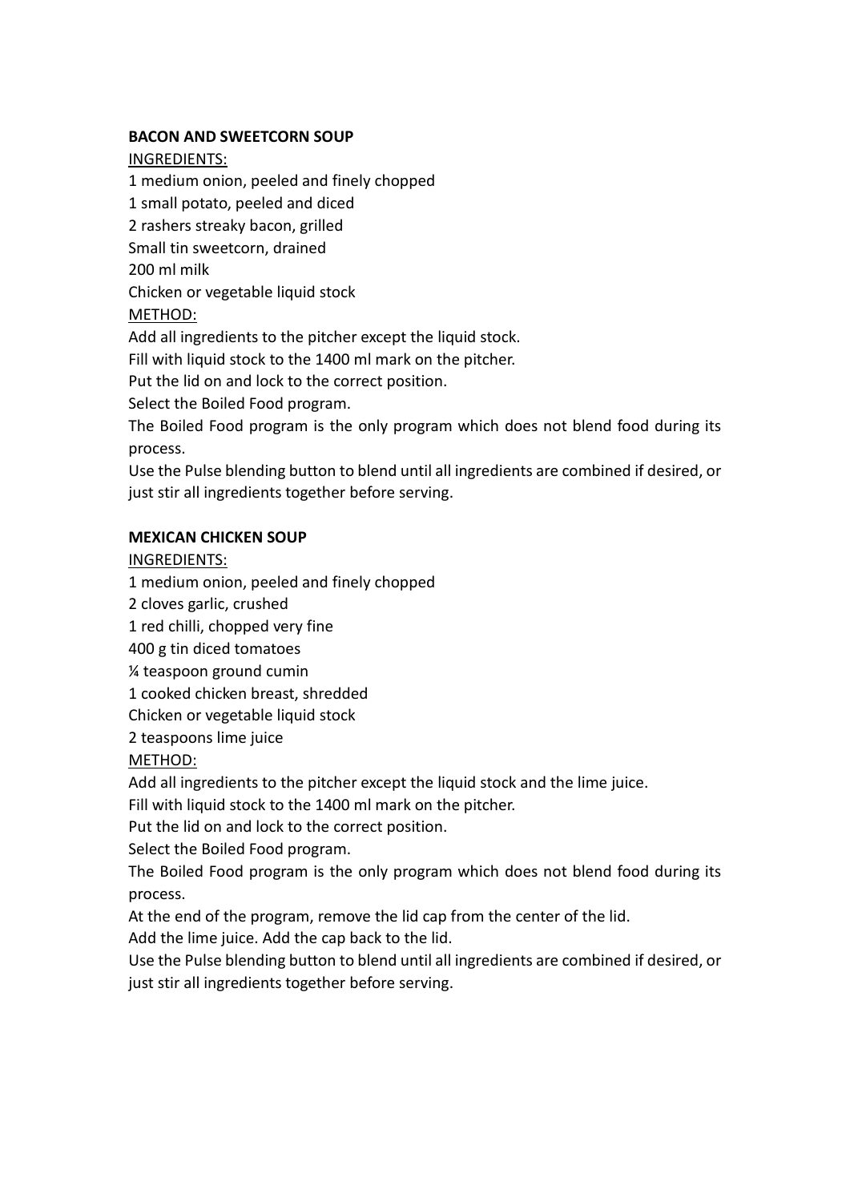**BACON AND SWEETCORN SOUP**

INGREDIENTS:

1 medium onion, peeled and finely chopped
1 small potato, peeled and diced
2 rashers streaky bacon, grilled
Small tin sweetcorn, drained
200 ml milk
Chicken or vegetable liquid stock

METHOD:

Add all ingredients to the pitcher except the liquid stock.
Fill with liquid stock to the 1400 ml mark on the pitcher.
Put the lid on and lock to the correct position.
Select the Boiled Food program.
The Boiled Food program is the only program which does not blend food during its process.
Use the Pulse blending button to blend until all ingredients are combined if desired, or just stir all ingredients together before serving.

**MEXICAN CHICKEN SOUP**

INGREDIENTS:

1 medium onion, peeled and finely chopped
2 cloves garlic, crushed
1 red chilli, chopped very fine
400 g tin diced tomatoes
¼ teaspoon ground cumin
1 cooked chicken breast, shredded
Chicken or vegetable liquid stock
2 teaspoons lime juice

METHOD:

Add all ingredients to the pitcher except the liquid stock and the lime juice.
Fill with liquid stock to the 1400 ml mark on the pitcher.
Put the lid on and lock to the correct position.
Select the Boiled Food program.
The Boiled Food program is the only program which does not blend food during its process.
At the end of the program, remove the lid cap from the center of the lid.
Add the lime juice. Add the cap back to the lid.
Use the Pulse blending button to blend until all ingredients are combined if desired, or just stir all ingredients together before serving.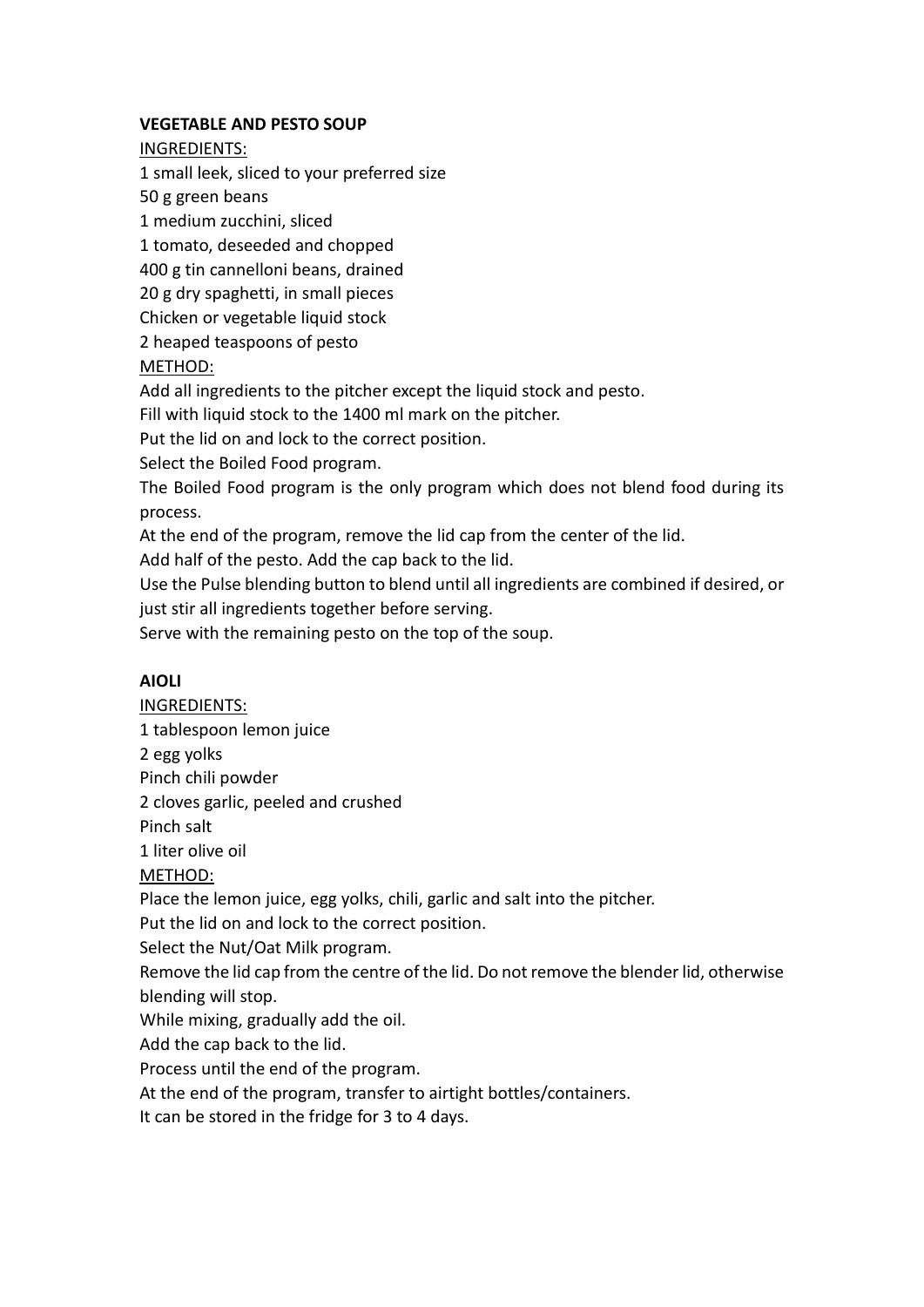**VEGETABLE AND PESTO SOUP**

INGREDIENTS:

1 small leek, sliced to your preferred size

50 g green beans

1 medium zucchini, sliced

1 tomato, deseeded and chopped

400 g tin cannelloni beans, drained

20 g dry spaghetti, in small pieces

Chicken or vegetable liquid stock

2 heaped teaspoons of pesto

METHOD:

Add all ingredients to the pitcher except the liquid stock and pesto.

Fill with liquid stock to the 1400 ml mark on the pitcher.

Put the lid on and lock to the correct position.

Select the Boiled Food program.

The Boiled Food program is the only program which does not blend food during its process.

At the end of the program, remove the lid cap from the center of the lid.

Add half of the pesto. Add the cap back to the lid.

Use the Pulse blending button to blend until all ingredients are combined if desired, or just stir all ingredients together before serving.

Serve with the remaining pesto on the top of the soup.

**AIOLI**

INGREDIENTS:

1 tablespoon lemon juice

2 egg yolks

Pinch chili powder

2 cloves garlic, peeled and crushed

Pinch salt

1 liter olive oil

METHOD:

Place the lemon juice, egg yolks, chili, garlic and salt into the pitcher.

Put the lid on and lock to the correct position.

Select the Nut/Oat Milk program.

Remove the lid cap from the centre of the lid. Do not remove the blender lid, otherwise blending will stop.

While mixing, gradually add the oil.

Add the cap back to the lid.

Process until the end of the program.

At the end of the program, transfer to airtight bottles/containers.

It can be stored in the fridge for 3 to 4 days.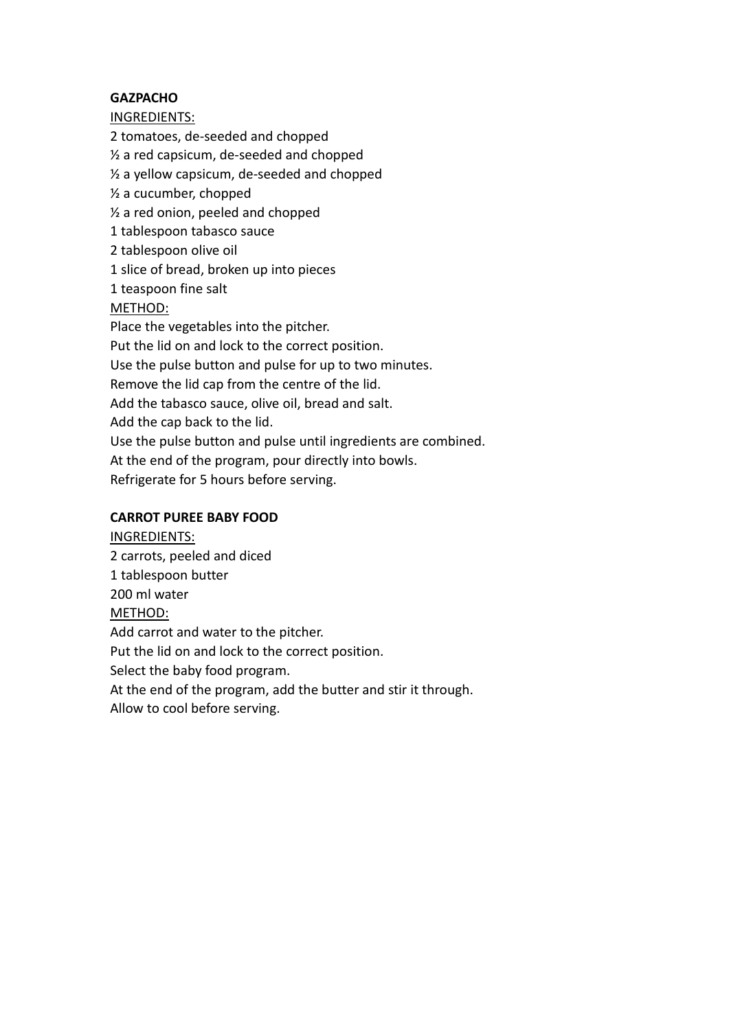**GAZPACHO**

INGREDIENTS:

2 tomatoes, de-seeded and chopped
½ a red capsicum, de-seeded and chopped
½ a yellow capsicum, de-seeded and chopped
½ a cucumber, chopped
½ a red onion, peeled and chopped
1 tablespoon tabasco sauce
2 tablespoon olive oil
1 slice of bread, broken up into pieces
1 teaspoon fine salt

METHOD:

Place the vegetables into the pitcher.
Put the lid on and lock to the correct position.
Use the pulse button and pulse for up to two minutes.
Remove the lid cap from the centre of the lid.
Add the tabasco sauce, olive oil, bread and salt.
Add the cap back to the lid.
Use the pulse button and pulse until ingredients are combined.
At the end of the program, pour directly into bowls.
Refrigerate for 5 hours before serving.

**CARROT PUREE BABY FOOD**

INGREDIENTS:

2 carrots, peeled and diced
1 tablespoon butter
200 ml water

METHOD:

Add carrot and water to the pitcher.
Put the lid on and lock to the correct position.
Select the baby food program.
At the end of the program, add the butter and stir it through.
Allow to cool before serving.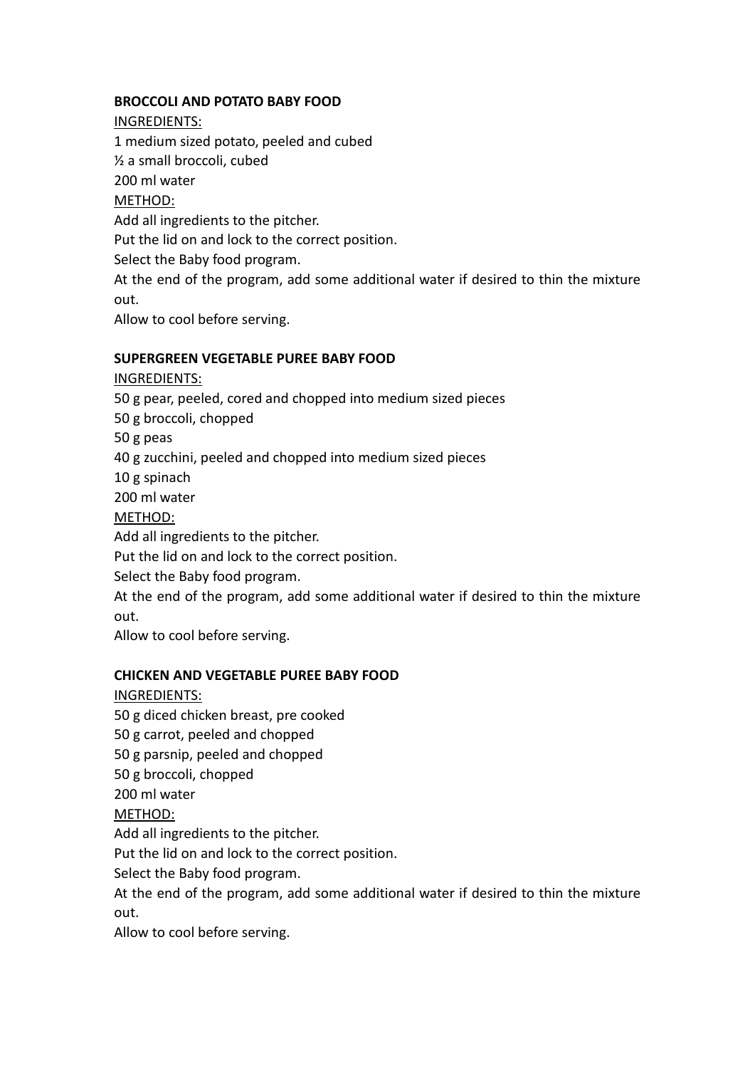**BROCCOLI AND POTATO BABY FOOD**

INGREDIENTS:

1 medium sized potato, peeled and cubed
½ a small broccoli, cubed
200 ml water

METHOD:

Add all ingredients to the pitcher.
Put the lid on and lock to the correct position.
Select the Baby food program.
At the end of the program, add some additional water if desired to thin the mixture out.
Allow to cool before serving.

**SUPERGREEN VEGETABLE PUREE BABY FOOD**

INGREDIENTS:

50 g pear, peeled, cored and chopped into medium sized pieces
50 g broccoli, chopped
50 g peas
40 g zucchini, peeled and chopped into medium sized pieces
10 g spinach
200 ml water

METHOD:

Add all ingredients to the pitcher.
Put the lid on and lock to the correct position.
Select the Baby food program.
At the end of the program, add some additional water if desired to thin the mixture out.
Allow to cool before serving.

**CHICKEN AND VEGETABLE PUREE BABY FOOD**

INGREDIENTS:

50 g diced chicken breast, pre cooked
50 g carrot, peeled and chopped
50 g parsnip, peeled and chopped
50 g broccoli, chopped
200 ml water

METHOD:

Add all ingredients to the pitcher.
Put the lid on and lock to the correct position.
Select the Baby food program.
At the end of the program, add some additional water if desired to thin the mixture out.
Allow to cool before serving.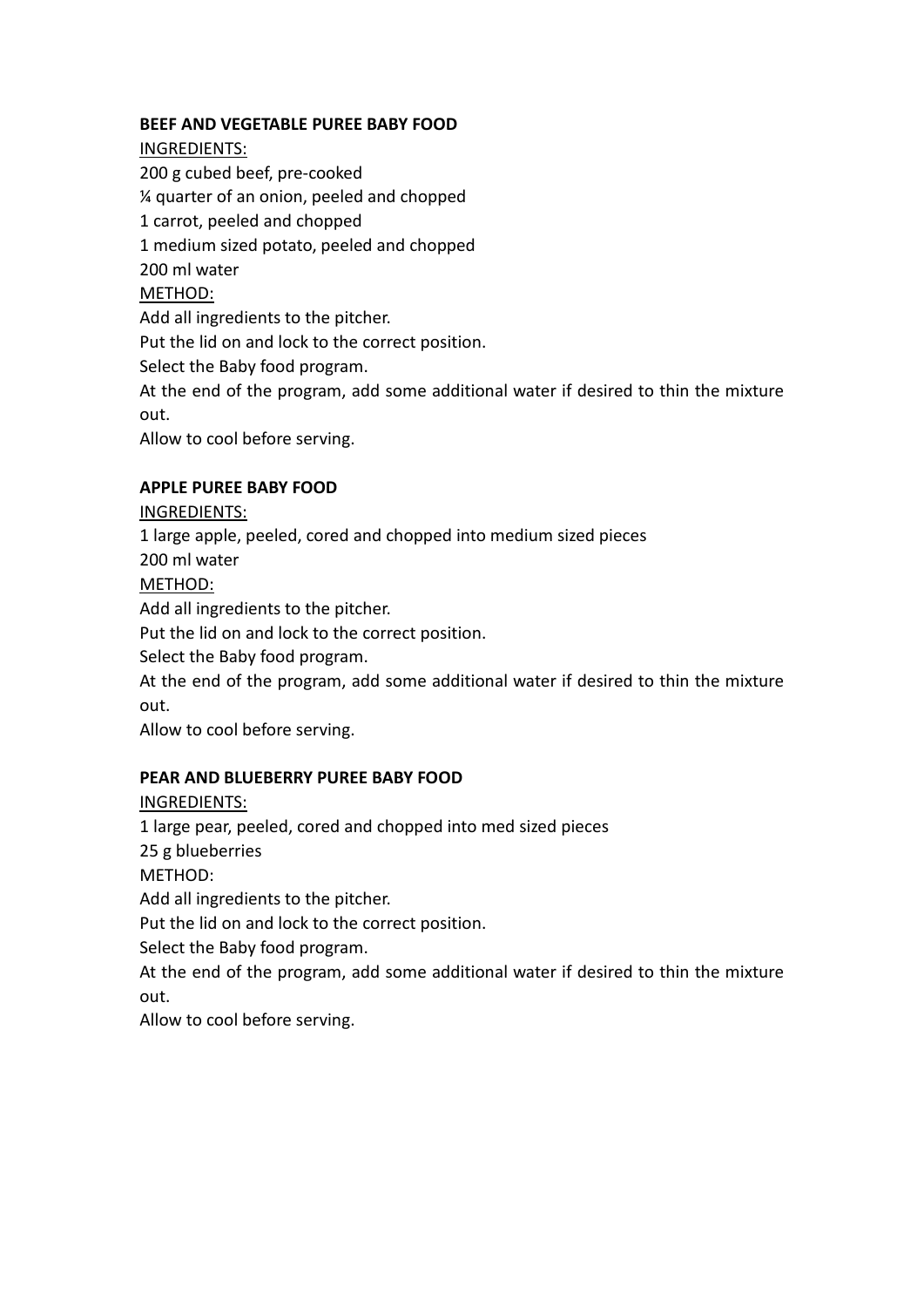**BEEF AND VEGETABLE PUREE BABY FOOD**

INGREDIENTS:

200 g cubed beef, pre-cooked

¼ quarter of an onion, peeled and chopped

1 carrot, peeled and chopped

1 medium sized potato, peeled and chopped

200 ml water

METHOD:

Add all ingredients to the pitcher.

Put the lid on and lock to the correct position.

Select the Baby food program.

At the end of the program, add some additional water if desired to thin the mixture out.

Allow to cool before serving.

**APPLE PUREE BABY FOOD**

INGREDIENTS:

1 large apple, peeled, cored and chopped into medium sized pieces

200 ml water

METHOD:

Add all ingredients to the pitcher.

Put the lid on and lock to the correct position.

Select the Baby food program.

At the end of the program, add some additional water if desired to thin the mixture out.

Allow to cool before serving.

**PEAR AND BLUEBERRY PUREE BABY FOOD**

INGREDIENTS:

1 large pear, peeled, cored and chopped into med sized pieces

25 g blueberries

METHOD:

Add all ingredients to the pitcher.

Put the lid on and lock to the correct position.

Select the Baby food program.

At the end of the program, add some additional water if desired to thin the mixture out.

Allow to cool before serving.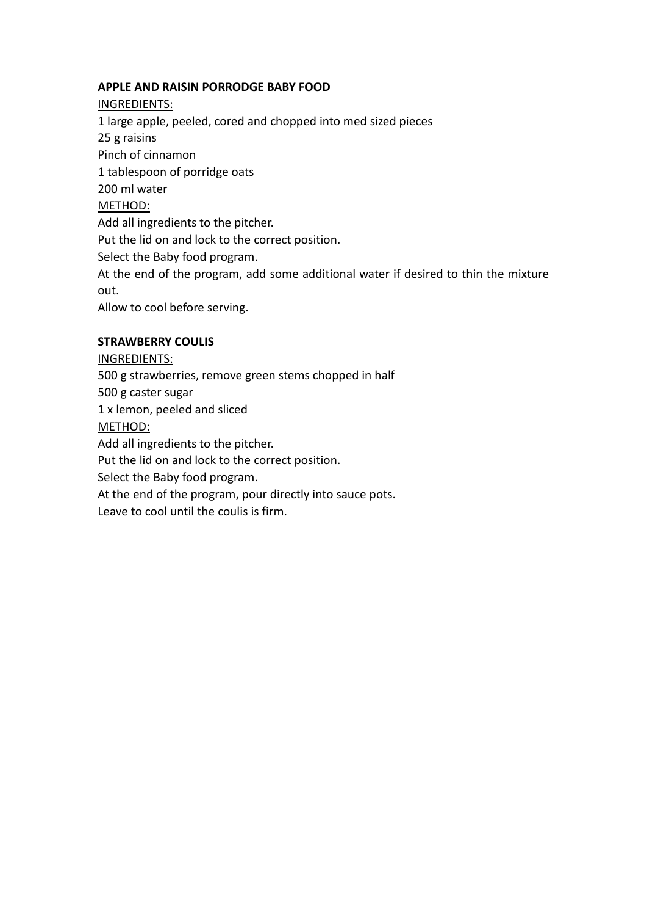**APPLE AND RAISIN PORRODGE BABY FOOD**

INGREDIENTS:

1 large apple, peeled, cored and chopped into med sized pieces
25 g raisins
Pinch of cinnamon
1 tablespoon of porridge oats
200 ml water

METHOD:

Add all ingredients to the pitcher.
Put the lid on and lock to the correct position.
Select the Baby food program.
At the end of the program, add some additional water if desired to thin the mixture out.
Allow to cool before serving.

**STRAWBERRY COULIS**

INGREDIENTS:

500 g strawberries, remove green stems chopped in half
500 g caster sugar
1 x lemon, peeled and sliced

METHOD:

Add all ingredients to the pitcher.
Put the lid on and lock to the correct position.
Select the Baby food program.
At the end of the program, pour directly into sauce pots.
Leave to cool until the coulis is firm.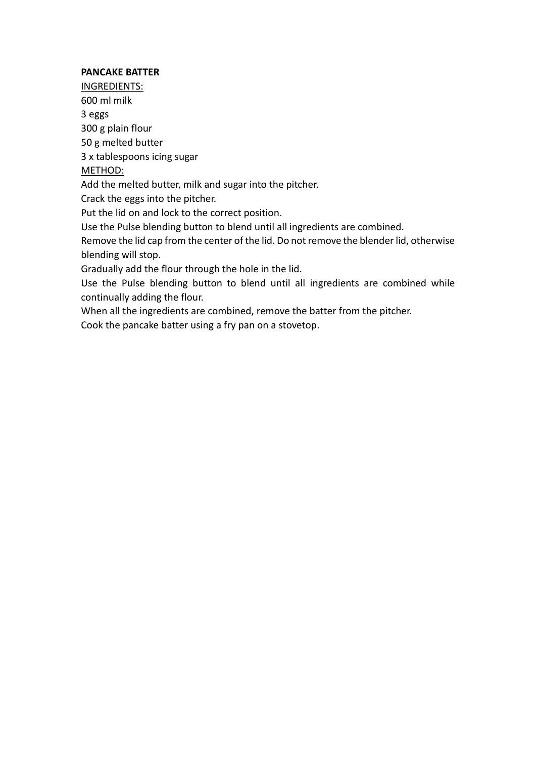**PANCAKE BATTER**

INGREDIENTS:

600 ml milk

3 eggs

300 g plain flour

50 g melted butter

3 x tablespoons icing sugar

METHOD:

Add the melted butter, milk and sugar into the pitcher.

Crack the eggs into the pitcher.

Put the lid on and lock to the correct position.

Use the Pulse blending button to blend until all ingredients are combined.

Remove the lid cap from the center of the lid. Do not remove the blender lid, otherwise blending will stop.

Gradually add the flour through the hole in the lid.

Use the Pulse blending button to blend until all ingredients are combined while continually adding the flour.

When all the ingredients are combined, remove the batter from the pitcher.

Cook the pancake batter using a fry pan on a stovetop.